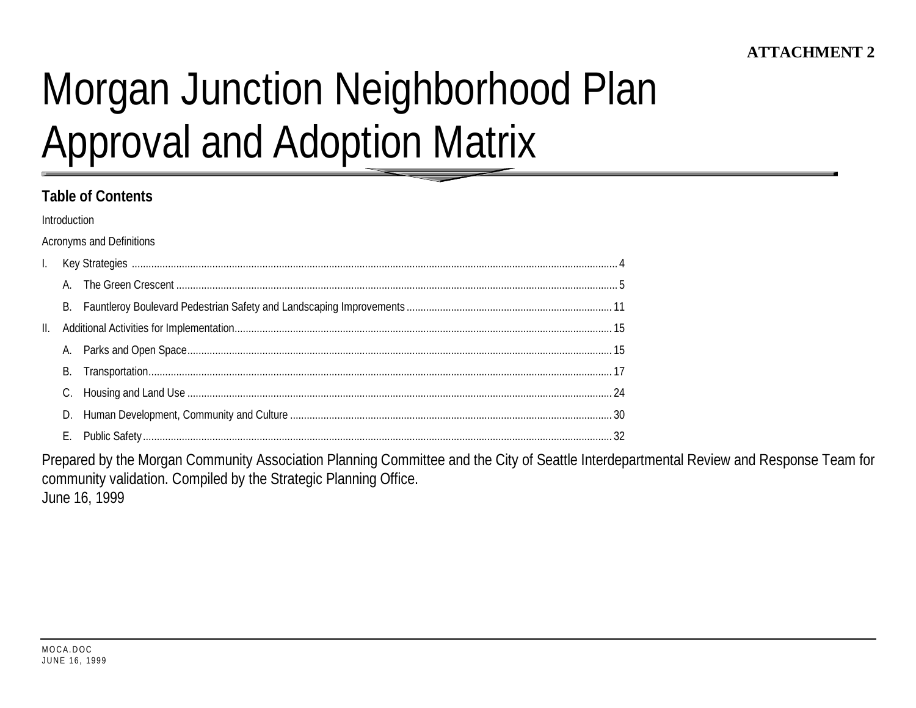ATTACHMENT 2

# Morgan Junction Neighborhood Plan Approval and Adoption Matrix

## Table of Contents

Introduction

Acronyms and Definitions

- I. Key Strategies ..... 4
  - A. The Green Crescent ..... 5
  - B. Fauntleroy Boulevard Pedestrian Safety and Landscaping Improvements ..... 11
- II. Additional Activities for Implementation ..... 15
  - A. Parks and Open Space ..... 15
  - B. Transportation ..... 17
  - C. Housing and Land Use ..... 24
  - D. Human Development, Community and Culture ..... 30
  - E. Public Safety ..... 32

Prepared by the Morgan Community Association Planning Committee and the City of Seattle Interdepartmental Review and Response Team for community validation. Compiled by the Strategic Planning Office.
June 16, 1999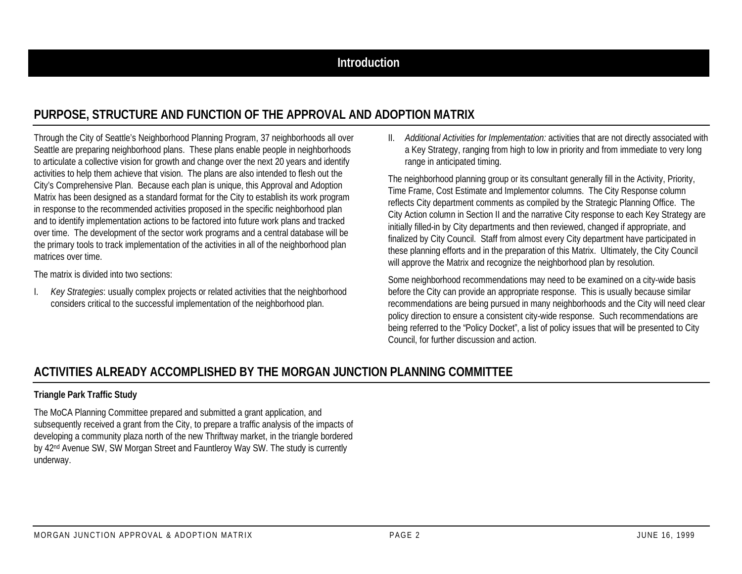# Introduction

## PURPOSE, STRUCTURE AND FUNCTION OF THE APPROVAL AND ADOPTION MATRIX

Through the City of Seattle's Neighborhood Planning Program, 37 neighborhoods all over Seattle are preparing neighborhood plans. These plans enable people in neighborhoods to articulate a collective vision for growth and change over the next 20 years and identify activities to help them achieve that vision. The plans are also intended to flesh out the City's Comprehensive Plan. Because each plan is unique, this Approval and Adoption Matrix has been designed as a standard format for the City to establish its work program in response to the recommended activities proposed in the specific neighborhood plan and to identify implementation actions to be factored into future work plans and tracked over time. The development of the sector work programs and a central database will be the primary tools to track implementation of the activities in all of the neighborhood plan matrices over time.

The matrix is divided into two sections:

I. *Key Strategies*: usually complex projects or related activities that the neighborhood considers critical to the successful implementation of the neighborhood plan.

II. *Additional Activities for Implementation:* activities that are not directly associated with a Key Strategy, ranging from high to low in priority and from immediate to very long range in anticipated timing.

The neighborhood planning group or its consultant generally fill in the Activity, Priority, Time Frame, Cost Estimate and Implementor columns. The City Response column reflects City department comments as compiled by the Strategic Planning Office. The City Action column in Section II and the narrative City response to each Key Strategy are initially filled-in by City departments and then reviewed, changed if appropriate, and finalized by City Council. Staff from almost every City department have participated in these planning efforts and in the preparation of this Matrix. Ultimately, the City Council will approve the Matrix and recognize the neighborhood plan by resolution.

Some neighborhood recommendations may need to be examined on a city-wide basis before the City can provide an appropriate response. This is usually because similar recommendations are being pursued in many neighborhoods and the City will need clear policy direction to ensure a consistent city-wide response. Such recommendations are being referred to the "Policy Docket", a list of policy issues that will be presented to City Council, for further discussion and action.

## ACTIVITIES ALREADY ACCOMPLISHED BY THE MORGAN JUNCTION PLANNING COMMITTEE

**Triangle Park Traffic Study**

The MoCA Planning Committee prepared and submitted a grant application, and subsequently received a grant from the City, to prepare a traffic analysis of the impacts of developing a community plaza north of the new Thriftway market, in the triangle bordered by 42nd Avenue SW, SW Morgan Street and Fauntleroy Way SW. The study is currently underway.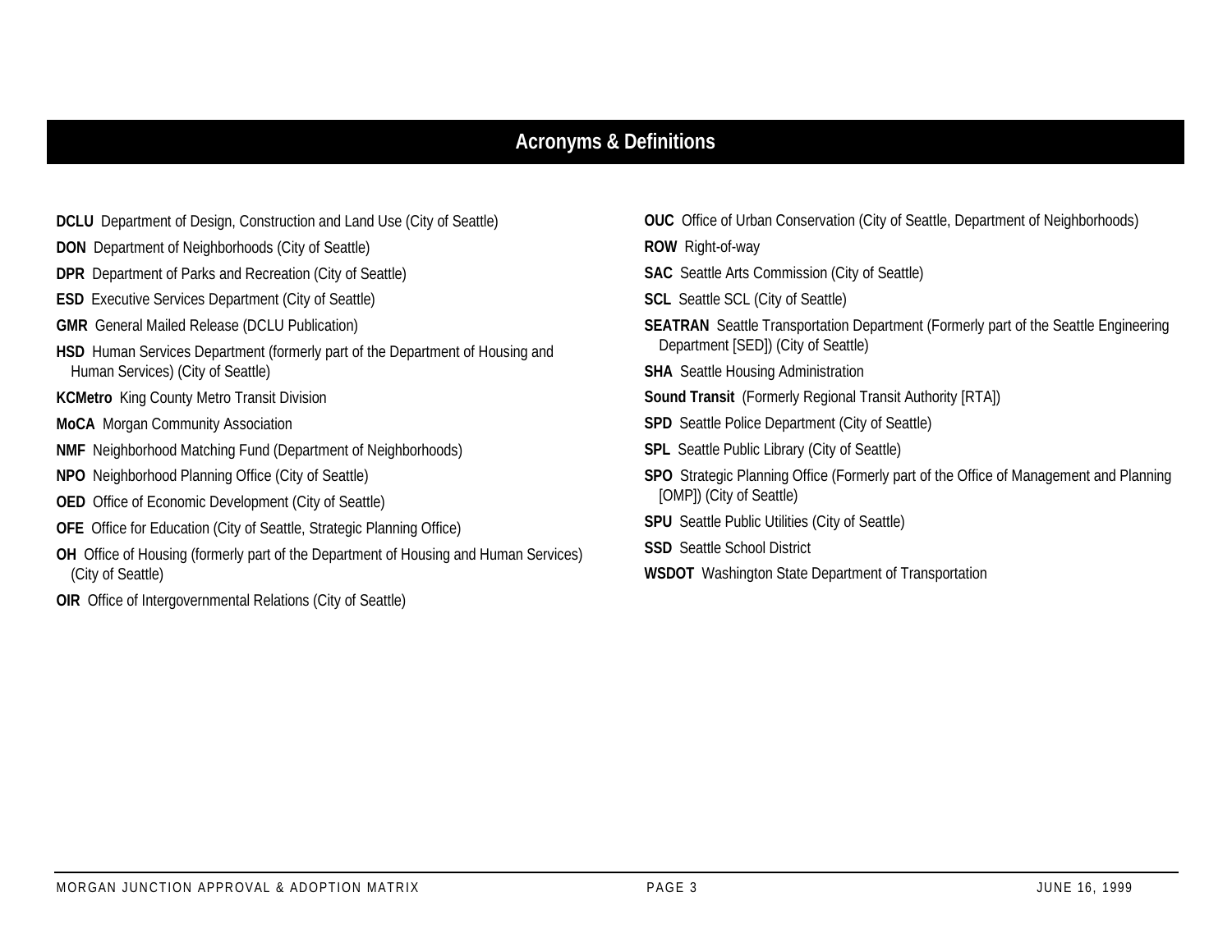# Acronyms & Definitions

**DCLU** Department of Design, Construction and Land Use (City of Seattle)

**DON** Department of Neighborhoods (City of Seattle)

**DPR** Department of Parks and Recreation (City of Seattle)

**ESD** Executive Services Department (City of Seattle)

**GMR** General Mailed Release (DCLU Publication)

**HSD** Human Services Department (formerly part of the Department of Housing and Human Services) (City of Seattle)

**KCMetro** King County Metro Transit Division

**MoCA** Morgan Community Association

**NMF** Neighborhood Matching Fund (Department of Neighborhoods)

**NPO** Neighborhood Planning Office (City of Seattle)

**OED** Office of Economic Development (City of Seattle)

**OFE** Office for Education (City of Seattle, Strategic Planning Office)

**OH** Office of Housing (formerly part of the Department of Housing and Human Services) (City of Seattle)

**OIR** Office of Intergovernmental Relations (City of Seattle)

**OUC** Office of Urban Conservation (City of Seattle, Department of Neighborhoods)

**ROW** Right-of-way

**SAC** Seattle Arts Commission (City of Seattle)

**SCL** Seattle SCL (City of Seattle)

**SEATRAN** Seattle Transportation Department (Formerly part of the Seattle Engineering Department [SED]) (City of Seattle)

**SHA** Seattle Housing Administration

**Sound Transit** (Formerly Regional Transit Authority [RTA])

**SPD** Seattle Police Department (City of Seattle)

**SPL** Seattle Public Library (City of Seattle)

**SPO** Strategic Planning Office (Formerly part of the Office of Management and Planning [OMP]) (City of Seattle)

**SPU** Seattle Public Utilities (City of Seattle)

**SSD** Seattle School District

**WSDOT** Washington State Department of Transportation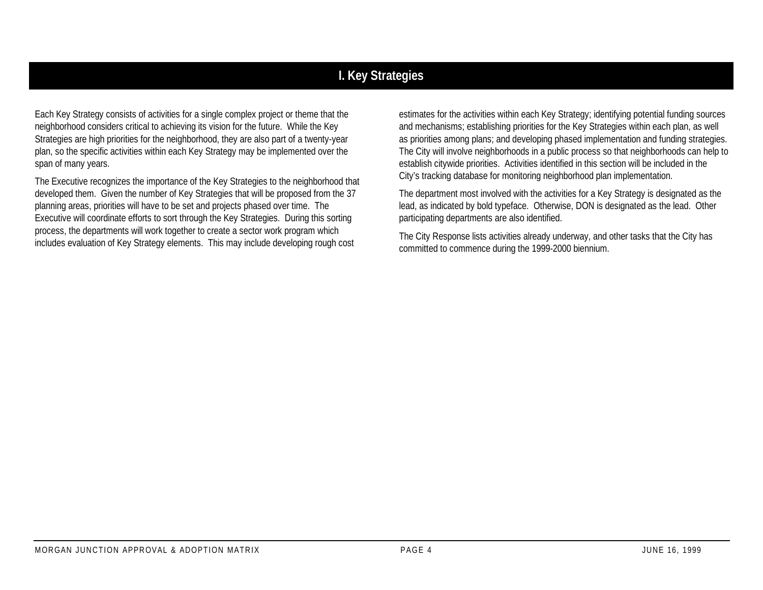# I. Key Strategies

Each Key Strategy consists of activities for a single complex project or theme that the neighborhood considers critical to achieving its vision for the future. While the Key Strategies are high priorities for the neighborhood, they are also part of a twenty-year plan, so the specific activities within each Key Strategy may be implemented over the span of many years.

The Executive recognizes the importance of the Key Strategies to the neighborhood that developed them. Given the number of Key Strategies that will be proposed from the 37 planning areas, priorities will have to be set and projects phased over time. The Executive will coordinate efforts to sort through the Key Strategies. During this sorting process, the departments will work together to create a sector work program which includes evaluation of Key Strategy elements. This may include developing rough cost estimates for the activities within each Key Strategy; identifying potential funding sources and mechanisms; establishing priorities for the Key Strategies within each plan, as well as priorities among plans; and developing phased implementation and funding strategies. The City will involve neighborhoods in a public process so that neighborhoods can help to establish citywide priorities. Activities identified in this section will be included in the City's tracking database for monitoring neighborhood plan implementation.

The department most involved with the activities for a Key Strategy is designated as the lead, as indicated by bold typeface. Otherwise, DON is designated as the lead. Other participating departments are also identified.

The City Response lists activities already underway, and other tasks that the City has committed to commence during the 1999-2000 biennium.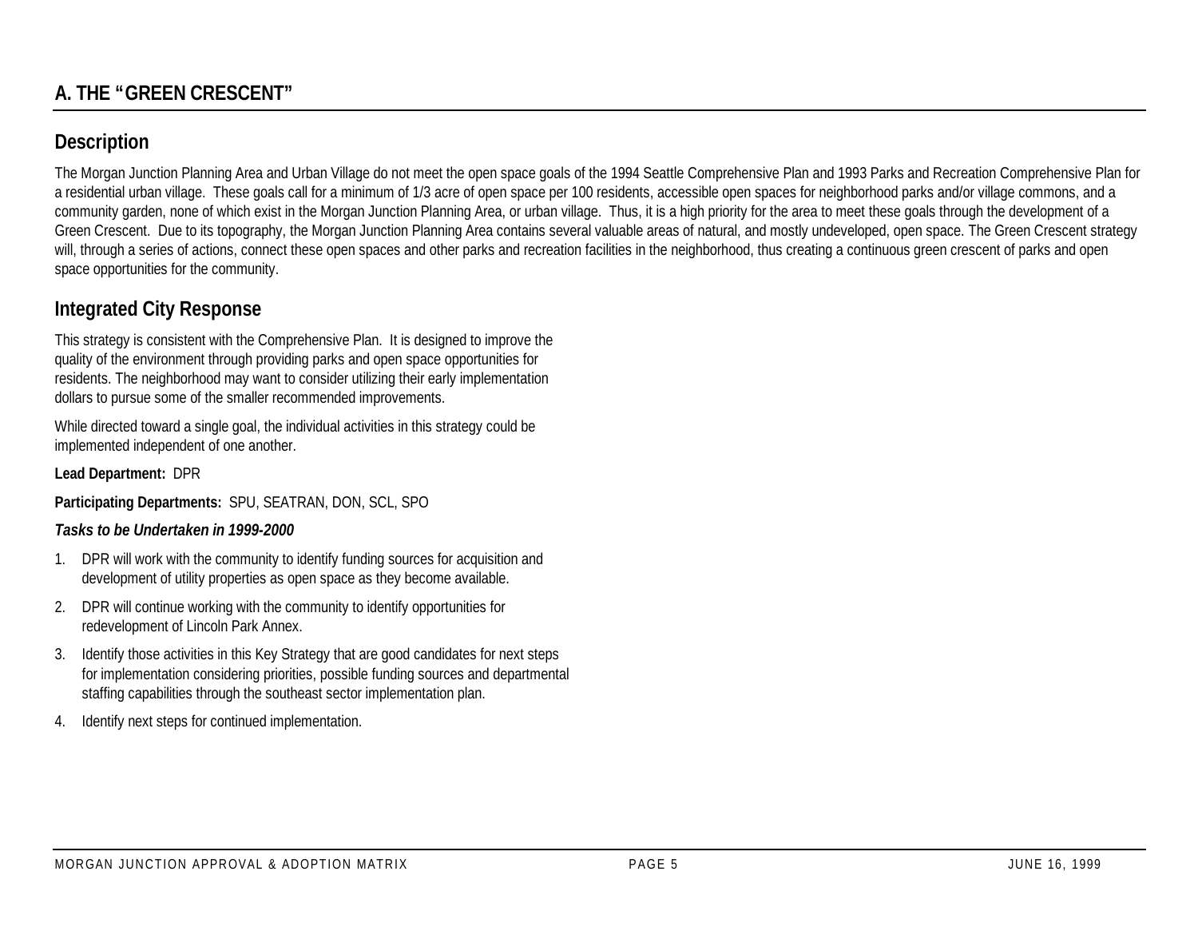## A. THE "GREEN CRESCENT"

### Description

The Morgan Junction Planning Area and Urban Village do not meet the open space goals of the 1994 Seattle Comprehensive Plan and 1993 Parks and Recreation Comprehensive Plan for a residential urban village. These goals call for a minimum of 1/3 acre of open space per 100 residents, accessible open spaces for neighborhood parks and/or village commons, and a community garden, none of which exist in the Morgan Junction Planning Area, or urban village. Thus, it is a high priority for the area to meet these goals through the development of a Green Crescent. Due to its topography, the Morgan Junction Planning Area contains several valuable areas of natural, and mostly undeveloped, open space. The Green Crescent strategy will, through a series of actions, connect these open spaces and other parks and recreation facilities in the neighborhood, thus creating a continuous green crescent of parks and open space opportunities for the community.

### Integrated City Response

This strategy is consistent with the Comprehensive Plan. It is designed to improve the quality of the environment through providing parks and open space opportunities for residents. The neighborhood may want to consider utilizing their early implementation dollars to pursue some of the smaller recommended improvements.

While directed toward a single goal, the individual activities in this strategy could be implemented independent of one another.

**Lead Department:** DPR

**Participating Departments:** SPU, SEATRAN, DON, SCL, SPO

***Tasks to be Undertaken in 1999-2000***

1. DPR will work with the community to identify funding sources for acquisition and development of utility properties as open space as they become available.
2. DPR will continue working with the community to identify opportunities for redevelopment of Lincoln Park Annex.
3. Identify those activities in this Key Strategy that are good candidates for next steps for implementation considering priorities, possible funding sources and departmental staffing capabilities through the southeast sector implementation plan.
4. Identify next steps for continued implementation.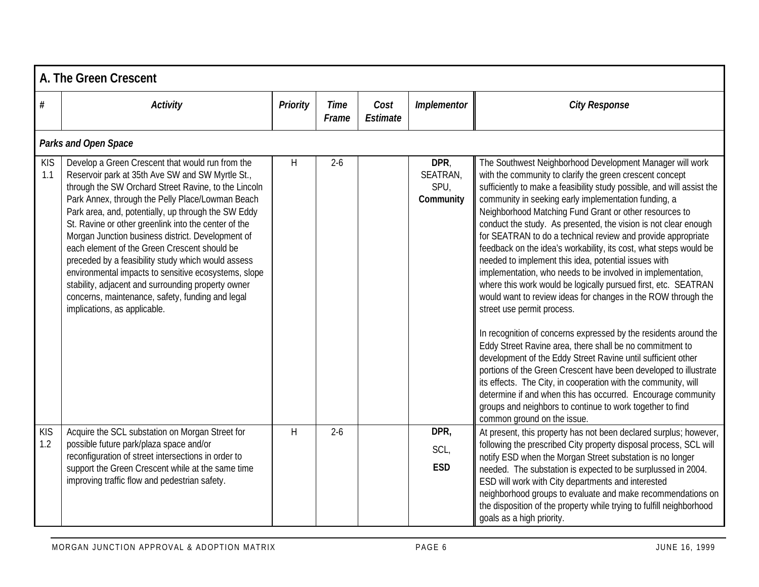## A. The Green Crescent

| # | *Activity* | *Priority* | *Time Frame* | *Cost Estimate* | *Implementor* | *City Response* |
|---|---|---|---|---|---|---|
| ***Parks and Open Space*** | | | | | | |
| KIS 1.1 | Develop a Green Crescent that would run from the Reservoir park at 35th Ave SW and SW Myrtle St., through the SW Orchard Street Ravine, to the Lincoln Park Annex, through the Pelly Place/Lowman Beach Park area, and, potentially, up through the SW Eddy St. Ravine or other greenlink into the center of the Morgan Junction business district. Development of each element of the Green Crescent should be preceded by a feasibility study which would assess environmental impacts to sensitive ecosystems, slope stability, adjacent and surrounding property owner concerns, maintenance, safety, funding and legal implications, as applicable. | H | 2-6 | | **DPR**, SEATRAN, SPU, **Community** | The Southwest Neighborhood Development Manager will work with the community to clarify the green crescent concept sufficiently to make a feasibility study possible, and will assist the community in seeking early implementation funding, a Neighborhood Matching Fund Grant or other resources to conduct the study. As presented, the vision is not clear enough for SEATRAN to do a technical review and provide appropriate feedback on the idea's workability, its cost, what steps would be needed to implement this idea, potential issues with implementation, who needs to be involved in implementation, where this work would be logically pursued first, etc. SEATRAN would want to review ideas for changes in the ROW through the street use permit process.<br><br>In recognition of concerns expressed by the residents around the Eddy Street Ravine area, there shall be no commitment to development of the Eddy Street Ravine until sufficient other portions of the Green Crescent have been developed to illustrate its effects. The City, in cooperation with the community, will determine if and when this has occurred. Encourage community groups and neighbors to continue to work together to find common ground on the issue. |
| KIS 1.2 | Acquire the SCL substation on Morgan Street for possible future park/plaza space and/or reconfiguration of street intersections in order to support the Green Crescent while at the same time improving traffic flow and pedestrian safety. | H | 2-6 | | **DPR,** SCL, **ESD** | At present, this property has not been declared surplus; however, following the prescribed City property disposal process, SCL will notify ESD when the Morgan Street substation is no longer needed. The substation is expected to be surplussed in 2004. ESD will work with City departments and interested neighborhood groups to evaluate and make recommendations on the disposition of the property while trying to fulfill neighborhood goals as a high priority. |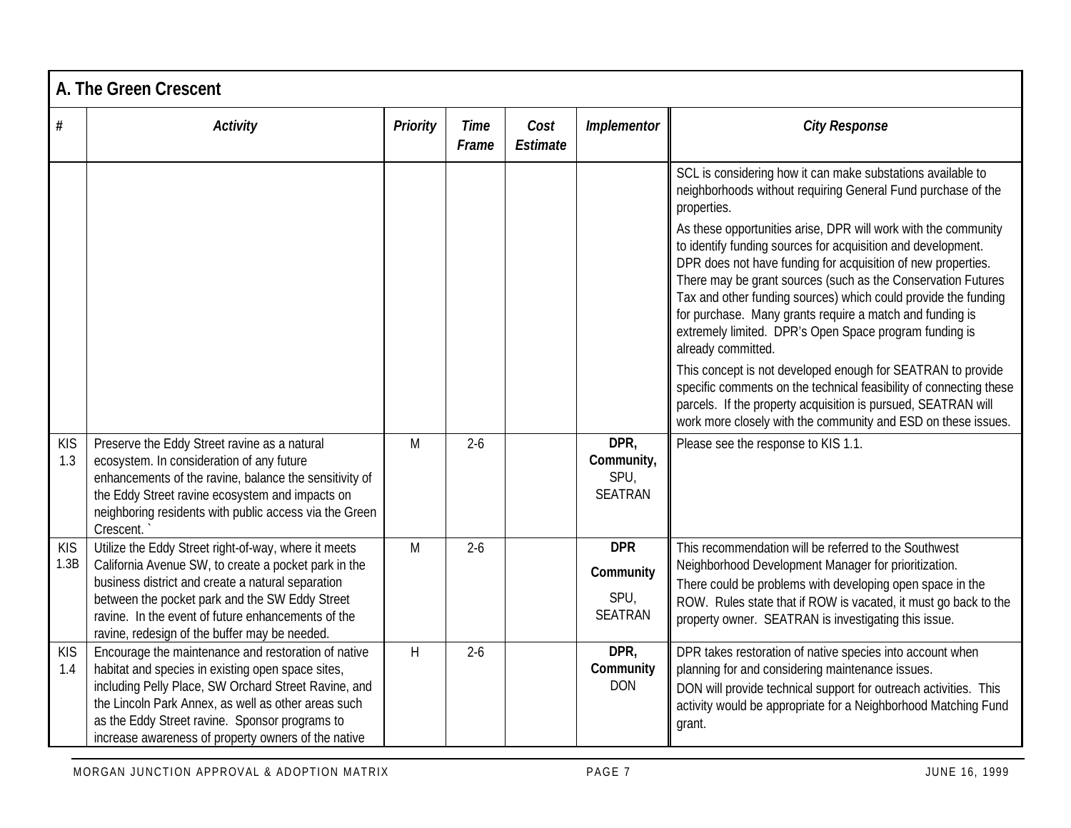## A. The Green Crescent

| # | Activity | Priority | Time Frame | Cost Estimate | Implementor | City Response |
|---|---|---|---|---|---|---|
| | | | | | | SCL is considering how it can make substations available to neighborhoods without requiring General Fund purchase of the properties. As these opportunities arise, DPR will work with the community to identify funding sources for acquisition and development. DPR does not have funding for acquisition of new properties. There may be grant sources (such as the Conservation Futures Tax and other funding sources) which could provide the funding for purchase. Many grants require a match and funding is extremely limited. DPR's Open Space program funding is already committed. This concept is not developed enough for SEATRAN to provide specific comments on the technical feasibility of connecting these parcels. If the property acquisition is pursued, SEATRAN will work more closely with the community and ESD on these issues. |
| KIS 1.3 | Preserve the Eddy Street ravine as a natural ecosystem. In consideration of any future enhancements of the ravine, balance the sensitivity of the Eddy Street ravine ecosystem and impacts on neighboring residents with public access via the Green Crescent. ` | M | 2-6 | | **DPR, Community,** SPU, SEATRAN | Please see the response to KIS 1.1. |
| KIS 1.3B | Utilize the Eddy Street right-of-way, where it meets California Avenue SW, to create a pocket park in the business district and create a natural separation between the pocket park and the SW Eddy Street ravine. In the event of future enhancements of the ravine, redesign of the buffer may be needed. | M | 2-6 | | **DPR Community** SPU, SEATRAN | This recommendation will be referred to the Southwest Neighborhood Development Manager for prioritization. There could be problems with developing open space in the ROW. Rules state that if ROW is vacated, it must go back to the property owner. SEATRAN is investigating this issue. |
| KIS 1.4 | Encourage the maintenance and restoration of native habitat and species in existing open space sites, including Pelly Place, SW Orchard Street Ravine, and the Lincoln Park Annex, as well as other areas such as the Eddy Street ravine. Sponsor programs to increase awareness of property owners of the native | H | 2-6 | | **DPR, Community** DON | DPR takes restoration of native species into account when planning for and considering maintenance issues. DON will provide technical support for outreach activities. This activity would be appropriate for a Neighborhood Matching Fund grant. |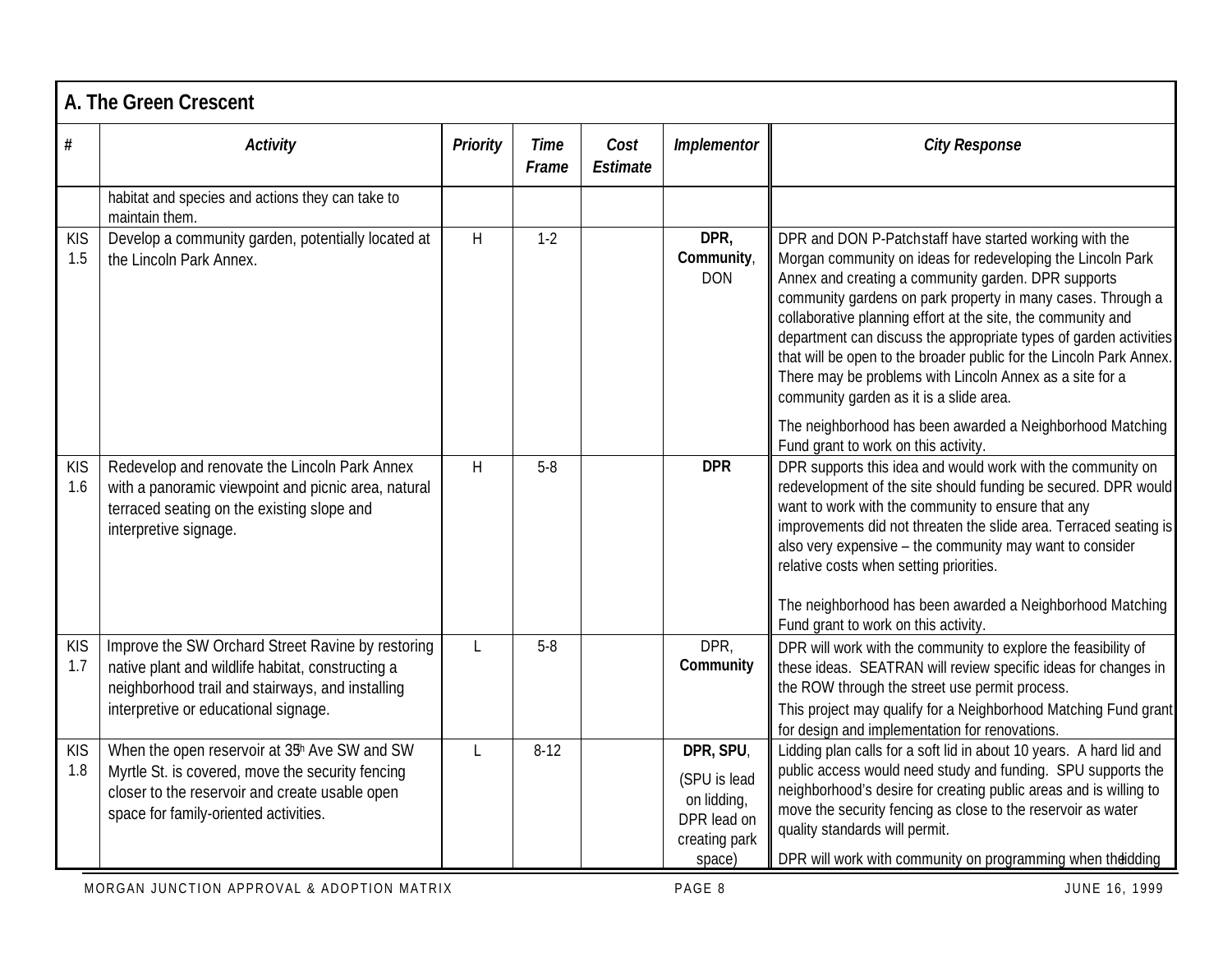## A. The Green Crescent

| # | Activity | Priority | Time Frame | Cost Estimate | Implementor | City Response |
|---|---|---|---|---|---|---|
| | habitat and species and actions they can take to maintain them. | | | | | |
| KIS 1.5 | Develop a community garden, potentially located at the Lincoln Park Annex. | H | 1-2 | | **DPR, Community**, DON | DPR and DON P-Patch staff have started working with the Morgan community on ideas for redeveloping the Lincoln Park Annex and creating a community garden. DPR supports community gardens on park property in many cases. Through a collaborative planning effort at the site, the community and department can discuss the appropriate types of garden activities that will be open to the broader public for the Lincoln Park Annex. There may be problems with Lincoln Annex as a site for a community garden as it is a slide area.<br><br>The neighborhood has been awarded a Neighborhood Matching Fund grant to work on this activity. |
| KIS 1.6 | Redevelop and renovate the Lincoln Park Annex with a panoramic viewpoint and picnic area, natural terraced seating on the existing slope and interpretive signage. | H | 5-8 | | **DPR** | DPR supports this idea and would work with the community on redevelopment of the site should funding be secured. DPR would want to work with the community to ensure that any improvements did not threaten the slide area. Terraced seating is also very expensive – the community may want to consider relative costs when setting priorities.<br><br>The neighborhood has been awarded a Neighborhood Matching Fund grant to work on this activity. |
| KIS 1.7 | Improve the SW Orchard Street Ravine by restoring native plant and wildlife habitat, constructing a neighborhood trail and stairways, and installing interpretive or educational signage. | L | 5-8 | | DPR, **Community** | DPR will work with the community to explore the feasibility of these ideas. SEATRAN will review specific ideas for changes in the ROW through the street use permit process.<br>This project may qualify for a Neighborhood Matching Fund grant for design and implementation for renovations. |
| KIS 1.8 | When the open reservoir at 35th Ave SW and SW Myrtle St. is covered, move the security fencing closer to the reservoir and create usable open space for family-oriented activities. | L | 8-12 | | **DPR, SPU**, (SPU is lead on lidding, DPR lead on creating park space) | Lidding plan calls for a soft lid in about 10 years. A hard lid and public access would need study and funding. SPU supports the neighborhood's desire for creating public areas and is willing to move the security fencing as close to the reservoir as water quality standards will permit.<br><br>DPR will work with community on programming when the lidding |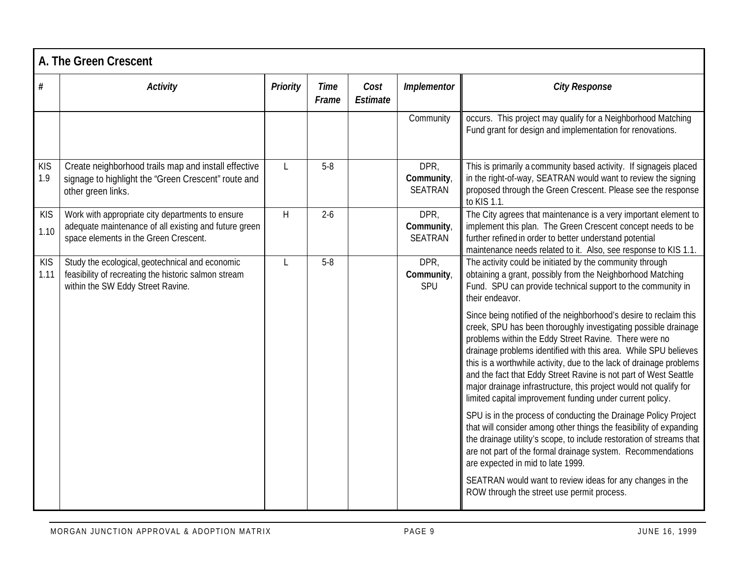## A. The Green Crescent

| # | *Activity* | *Priority* | *Time Frame* | *Cost Estimate* | *Implementor* | *City Response* |
|---|---|---|---|---|---|---|
| | | | | | Community | occurs. This project may qualify for a Neighborhood Matching Fund grant for design and implementation for renovations. |
| KIS 1.9 | Create neighborhood trails map and install effective signage to highlight the "Green Crescent" route and other green links. | L | 5-8 | | DPR, **Community**, SEATRAN | This is primarily a community based activity. If signageis placed in the right-of-way, SEATRAN would want to review the signing proposed through the Green Crescent. Please see the response to KIS 1.1. |
| KIS 1.10 | Work with appropriate city departments to ensure adequate maintenance of all existing and future green space elements in the Green Crescent. | H | 2-6 | | DPR, **Community**, SEATRAN | The City agrees that maintenance is a very important element to implement this plan. The Green Crescent concept needs to be further refined in order to better understand potential maintenance needs related to it. Also, see response to KIS 1.1. |
| KIS 1.11 | Study the ecological, geotechnical and economic feasibility of recreating the historic salmon stream within the SW Eddy Street Ravine. | L | 5-8 | | DPR, **Community**, SPU | The activity could be initiated by the community through obtaining a grant, possibly from the Neighborhood Matching Fund. SPU can provide technical support to the community in their endeavor.<br><br>Since being notified of the neighborhood's desire to reclaim this creek, SPU has been thoroughly investigating possible drainage problems within the Eddy Street Ravine. There were no drainage problems identified with this area. While SPU believes this is a worthwhile activity, due to the lack of drainage problems and the fact that Eddy Street Ravine is not part of West Seattle major drainage infrastructure, this project would not qualify for limited capital improvement funding under current policy.<br><br>SPU is in the process of conducting the Drainage Policy Project that will consider among other things the feasibility of expanding the drainage utility's scope, to include restoration of streams that are not part of the formal drainage system. Recommendations are expected in mid to late 1999.<br><br>SEATRAN would want to review ideas for any changes in the ROW through the street use permit process. |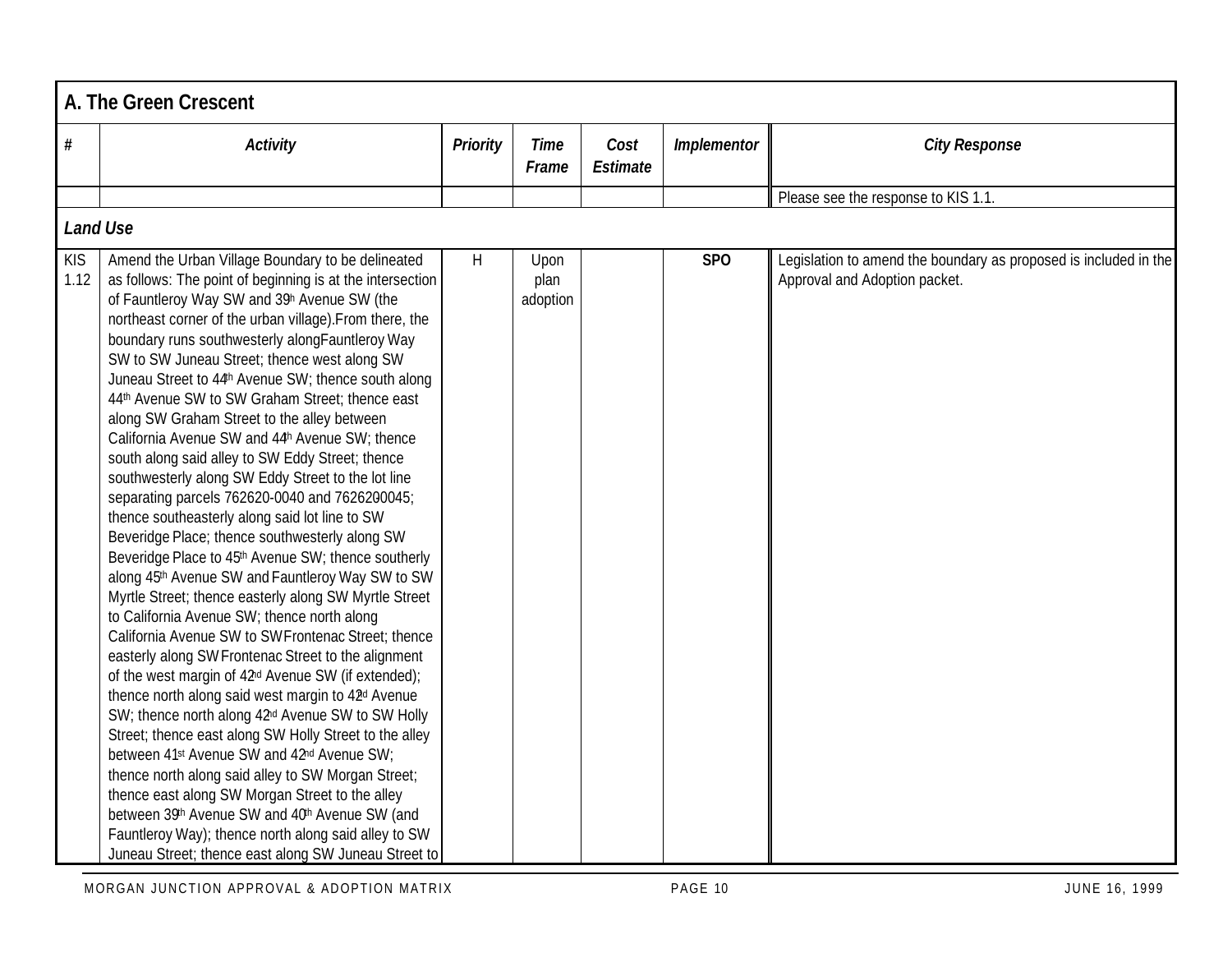## A. The Green Crescent

| # | Activity | Priority | Time Frame | Cost Estimate | Implementor | City Response |
|---|---|---|---|---|---|---|
| | | | | | | Please see the response to KIS 1.1. |
| ***Land Use*** | | | | | | |
| KIS 1.12 | Amend the Urban Village Boundary to be delineated as follows: The point of beginning is at the intersection of Fauntleroy Way SW and 39th Avenue SW (the northeast corner of the urban village). From there, the boundary runs southwesterly along Fauntleroy Way SW to SW Juneau Street; thence west along SW Juneau Street to 44th Avenue SW; thence south along 44th Avenue SW to SW Graham Street; thence east along SW Graham Street to the alley between California Avenue SW and 44th Avenue SW; thence south along said alley to SW Eddy Street; thence southwesterly along SW Eddy Street to the lot line separating parcels 762620-0040 and 762620-0045; thence southeasterly along said lot line to SW Beveridge Place; thence southwesterly along SW Beveridge Place to 45th Avenue SW; thence southerly along 45th Avenue SW and Fauntleroy Way SW to SW Myrtle Street; thence easterly along SW Myrtle Street to California Avenue SW; thence north along California Avenue SW to SW Frontenac Street; thence easterly along SW Frontenac Street to the alignment of the west margin of 42nd Avenue SW (if extended); thence north along said west margin to 42nd Avenue SW; thence north along 42nd Avenue SW to SW Holly Street; thence east along SW Holly Street to the alley between 41st Avenue SW and 42nd Avenue SW; thence north along said alley to SW Morgan Street; thence east along SW Morgan Street to the alley between 39th Avenue SW and 40th Avenue SW (and Fauntleroy Way); thence north along said alley to SW Juneau Street; thence east along SW Juneau Street to | H | Upon plan adoption | | **SPO** | Legislation to amend the boundary as proposed is included in the Approval and Adoption packet. |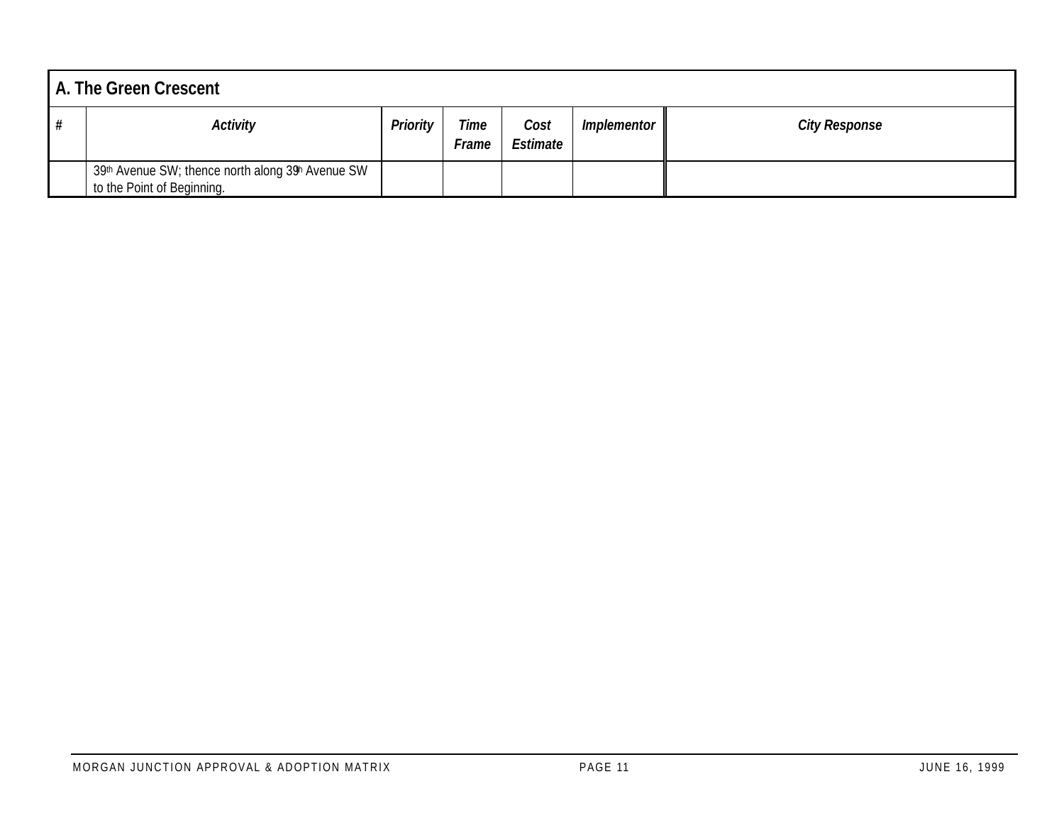| A. The Green Crescent | | | | | | |
|---|---|---|---|---|---|---|
| # | *Activity* | *Priority* | *Time Frame* | *Cost Estimate* | *Implementor* | *City Response* |
| | 39th Avenue SW; thence north along 39th Avenue SW to the Point of Beginning. | | | | | |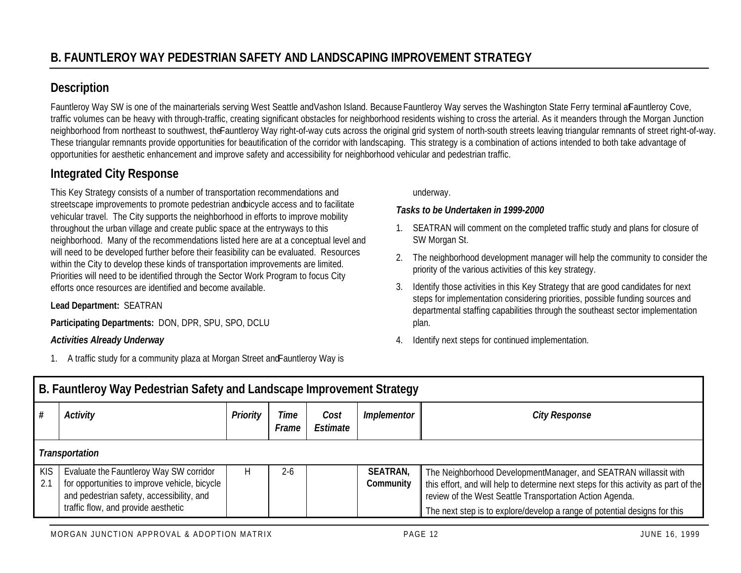## B. FAUNTLEROY WAY PEDESTRIAN SAFETY AND LANDSCAPING IMPROVEMENT STRATEGY

### Description

Fauntleroy Way SW is one of the main arterials serving West Seattle and Vashon Island. Because Fauntleroy Way serves the Washington State Ferry terminal at Fauntleroy Cove, traffic volumes can be heavy with through-traffic, creating significant obstacles for neighborhood residents wishing to cross the arterial. As it meanders through the Morgan Junction neighborhood from northeast to southwest, the Fauntleroy Way right-of-way cuts across the original grid system of north-south streets leaving triangular remnants of street right-of-way. These triangular remnants provide opportunities for beautification of the corridor with landscaping. This strategy is a combination of actions intended to both take advantage of opportunities for aesthetic enhancement and improve safety and accessibility for neighborhood vehicular and pedestrian traffic.

### Integrated City Response

This Key Strategy consists of a number of transportation recommendations and streetscape improvements to promote pedestrian and bicycle access and to facilitate vehicular travel. The City supports the neighborhood in efforts to improve mobility throughout the urban village and create public space at the entryways to this neighborhood. Many of the recommendations listed here are at a conceptual level and will need to be developed further before their feasibility can be evaluated. Resources within the City to develop these kinds of transportation improvements are limited. Priorities will need to be identified through the Sector Work Program to focus City efforts once resources are identified and become available.

**Lead Department:** SEATRAN

**Participating Departments:** DON, DPR, SPU, SPO, DCLU

***Activities Already Underway***

1. A traffic study for a community plaza at Morgan Street and Fauntleroy Way is underway.

***Tasks to be Undertaken in 1999-2000***

1. SEATRAN will comment on the completed traffic study and plans for closure of SW Morgan St.
2. The neighborhood development manager will help the community to consider the priority of the various activities of this key strategy.
3. Identify those activities in this Key Strategy that are good candidates for next steps for implementation considering priorities, possible funding sources and departmental staffing capabilities through the southeast sector implementation plan.
4. Identify next steps for continued implementation.

| B. Fauntleroy Way Pedestrian Safety and Landscape Improvement Strategy | | | | | | |
|---|---|---|---|---|---|---|
| *#* | *Activity* | *Priority* | *Time Frame* | *Cost Estimate* | *Implementor* | *City Response* |
| ***Transportation*** | | | | | | |
| KIS 2.1 | Evaluate the Fauntleroy Way SW corridor for opportunities to improve vehicle, bicycle and pedestrian safety, accessibility, and traffic flow, and provide aesthetic | H | 2-6 | | **SEATRAN, Community** | The Neighborhood Development Manager, and SEATRAN will assit with this effort, and will help to determine next steps for this activity as part of the review of the West Seattle Transportation Action Agenda.<br>The next step is to explore/develop a range of potential designs for this |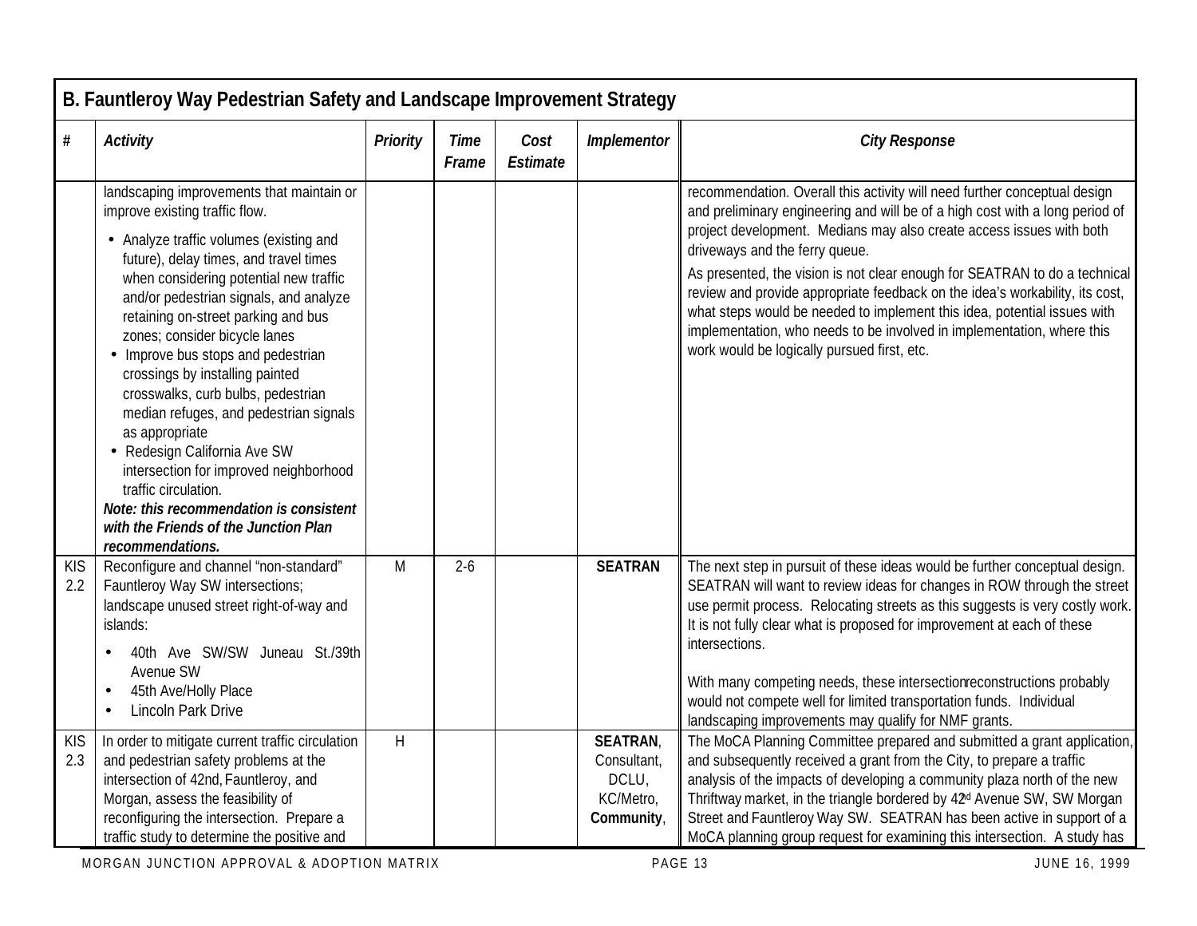## B. Fauntleroy Way Pedestrian Safety and Landscape Improvement Strategy

| # | *Activity* | *Priority* | *Time Frame* | *Cost Estimate* | *Implementor* | *City Response* |
|---|---|---|---|---|---|---|
| | landscaping improvements that maintain or improve existing traffic flow. <br>• Analyze traffic volumes (existing and future), delay times, and travel times when considering potential new traffic and/or pedestrian signals, and analyze retaining on-street parking and bus zones; consider bicycle lanes <br>• Improve bus stops and pedestrian crossings by installing painted crosswalks, curb bulbs, pedestrian median refuges, and pedestrian signals as appropriate <br>• Redesign California Ave SW intersection for improved neighborhood traffic circulation. <br>***Note: this recommendation is consistent with the Friends of the Junction Plan recommendations.*** | | | | | recommendation. Overall this activity will need further conceptual design and preliminary engineering and will be of a high cost with a long period of project development. Medians may also create access issues with both driveways and the ferry queue. <br>As presented, the vision is not clear enough for SEATRAN to do a technical review and provide appropriate feedback on the idea's workability, its cost, what steps would be needed to implement this idea, potential issues with implementation, who needs to be involved in implementation, where this work would be logically pursued first, etc. |
| KIS 2.2 | Reconfigure and channel "non-standard" Fauntleroy Way SW intersections; landscape unused street right-of-way and islands: <br>• 40th Ave SW/SW Juneau St./39th Avenue SW <br>• 45th Ave/Holly Place <br>• Lincoln Park Drive | M | 2-6 | | **SEATRAN** | The next step in pursuit of these ideas would be further conceptual design. SEATRAN will want to review ideas for changes in ROW through the street use permit process. Relocating streets as this suggests is very costly work. It is not fully clear what is proposed for improvement at each of these intersections. <br><br>With many competing needs, these intersection reconstructions probably would not compete well for limited transportation funds. Individual landscaping improvements may qualify for NMF grants. |
| KIS 2.3 | In order to mitigate current traffic circulation and pedestrian safety problems at the intersection of 42nd, Fauntleroy, and Morgan, assess the feasibility of reconfiguring the intersection. Prepare a traffic study to determine the positive and | H | | | **SEATRAN**, Consultant, DCLU, KC/Metro, **Community**, | The MoCA Planning Committee prepared and submitted a grant application, and subsequently received a grant from the City, to prepare a traffic analysis of the impacts of developing a community plaza north of the new Thriftway market, in the triangle bordered by 42nd Avenue SW, SW Morgan Street and Fauntleroy Way SW. SEATRAN has been active in support of a MoCA planning group request for examining this intersection. A study has |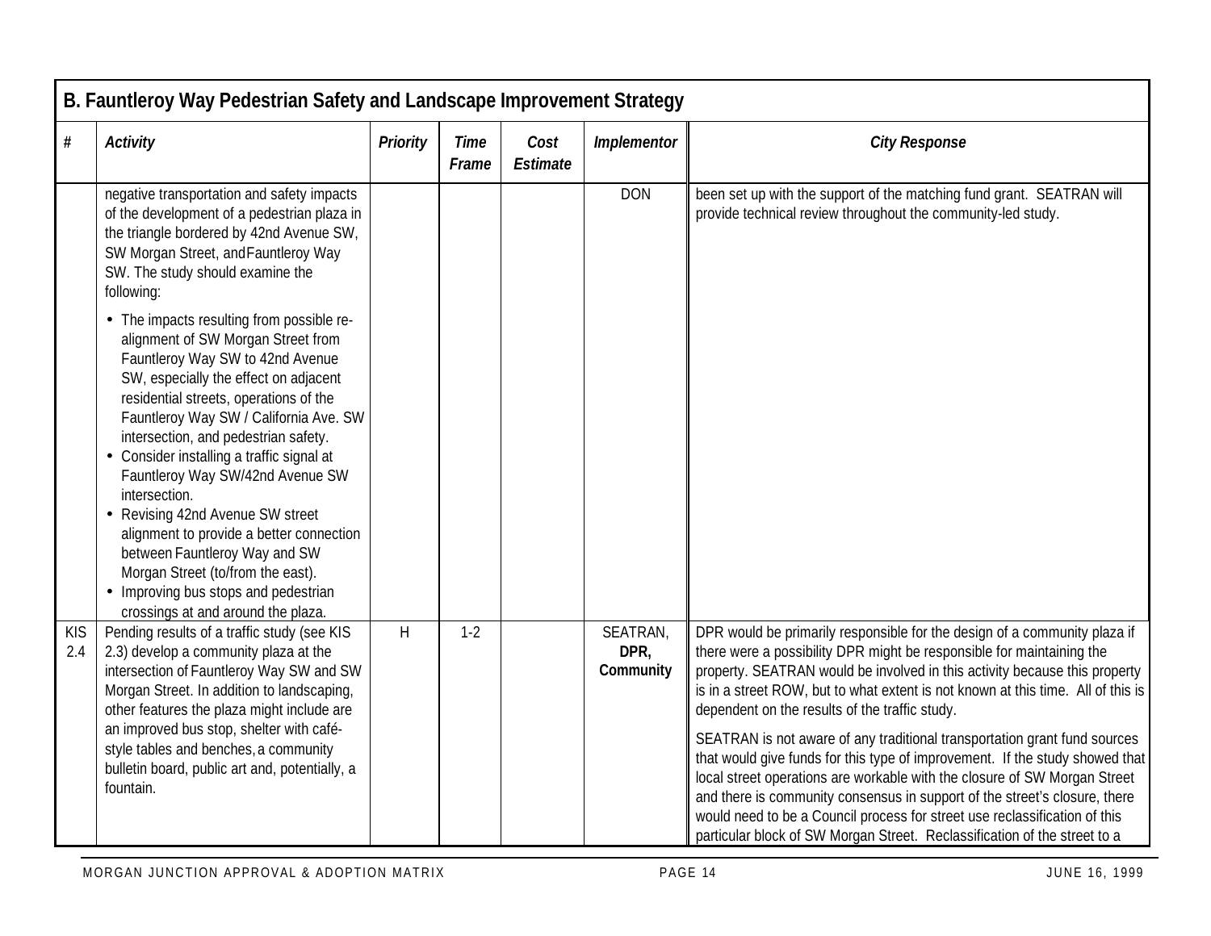## B. Fauntleroy Way Pedestrian Safety and Landscape Improvement Strategy

| # | *Activity* | *Priority* | *Time Frame* | *Cost Estimate* | *Implementor* | *City Response* |
|---|---|---|---|---|---|---|
| | negative transportation and safety impacts of the development of a pedestrian plaza in the triangle bordered by 42nd Avenue SW, SW Morgan Street, and Fauntleroy Way SW. The study should examine the following: <br> • The impacts resulting from possible re-alignment of SW Morgan Street from Fauntleroy Way SW to 42nd Avenue SW, especially the effect on adjacent residential streets, operations of the Fauntleroy Way SW / California Ave. SW intersection, and pedestrian safety. <br> • Consider installing a traffic signal at Fauntleroy Way SW/42nd Avenue SW intersection. <br> • Revising 42nd Avenue SW street alignment to provide a better connection between Fauntleroy Way and SW Morgan Street (to/from the east). <br> • Improving bus stops and pedestrian crossings at and around the plaza. | | | | DON | been set up with the support of the matching fund grant. SEATRAN will provide technical review throughout the community-led study. |
| KIS 2.4 | Pending results of a traffic study (see KIS 2.3) develop a community plaza at the intersection of Fauntleroy Way SW and SW Morgan Street. In addition to landscaping, other features the plaza might include are an improved bus stop, shelter with café-style tables and benches, a community bulletin board, public art and, potentially, a fountain. | H | 1-2 | | SEATRAN, DPR, **Community** | DPR would be primarily responsible for the design of a community plaza if there were a possibility DPR might be responsible for maintaining the property. SEATRAN would be involved in this activity because this property is in a street ROW, but to what extent is not known at this time. All of this is dependent on the results of the traffic study. <br><br> SEATRAN is not aware of any traditional transportation grant fund sources that would give funds for this type of improvement. If the study showed that local street operations are workable with the closure of SW Morgan Street and there is community consensus in support of the street's closure, there would need to be a Council process for street use reclassification of this particular block of SW Morgan Street. Reclassification of the street to a |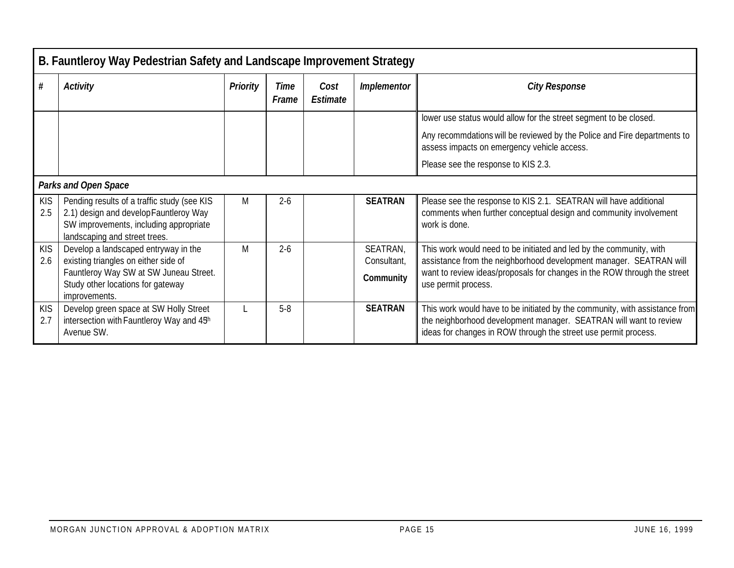## B. Fauntleroy Way Pedestrian Safety and Landscape Improvement Strategy

| # | *Activity* | *Priority* | *Time Frame* | *Cost Estimate* | *Implementor* | *City Response* |
|---|---|---|---|---|---|---|
| | | | | | | lower use status would allow for the street segment to be closed. Any recommdations will be reviewed by the Police and Fire departments to assess impacts on emergency vehicle access. Please see the response to KIS 2.3. |
| ***Parks and Open Space*** | | | | | | |
| KIS 2.5 | Pending results of a traffic study (see KIS 2.1) design and develop Fauntleroy Way SW improvements, including appropriate landscaping and street trees. | M | 2-6 | | **SEATRAN** | Please see the response to KIS 2.1. SEATRAN will have additional comments when further conceptual design and community involvement work is done. |
| KIS 2.6 | Develop a landscaped entryway in the existing triangles on either side of Fauntleroy Way SW at SW Juneau Street. Study other locations for gateway improvements. | M | 2-6 | | SEATRAN, Consultant, **Community** | This work would need to be initiated and led by the community, with assistance from the neighborhood development manager. SEATRAN will want to review ideas/proposals for changes in the ROW through the street use permit process. |
| KIS 2.7 | Develop green space at SW Holly Street intersection with Fauntleroy Way and 45th Avenue SW. | L | 5-8 | | **SEATRAN** | This work would have to be initiated by the community, with assistance from the neighborhood development manager. SEATRAN will want to review ideas for changes in ROW through the street use permit process. |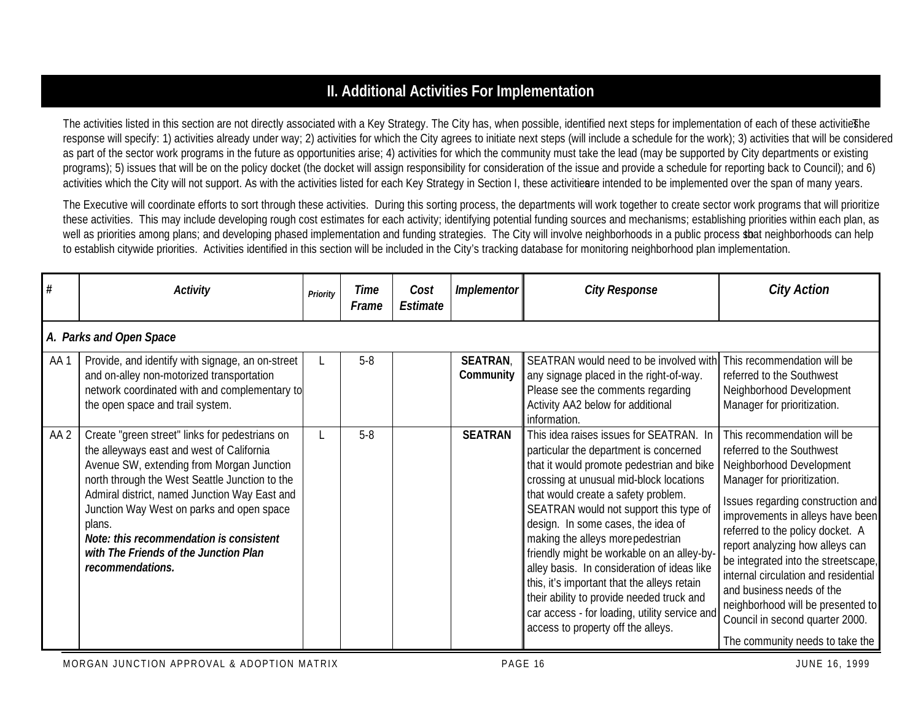## II. Additional Activities For Implementation

The activities listed in this section are not directly associated with a Key Strategy. The City has, when possible, identified next steps for implementation of each of these activities. The response will specify: 1) activities already under way; 2) activities for which the City agrees to initiate next steps (will include a schedule for the work); 3) activities that will be considered as part of the sector work programs in the future as opportunities arise; 4) activities for which the community must take the lead (may be supported by City departments or existing programs); 5) issues that will be on the policy docket (the docket will assign responsibility for consideration of the issue and provide a schedule for reporting back to Council); and 6) activities which the City will not support. As with the activities listed for each Key Strategy in Section I, these activities are intended to be implemented over the span of many years.

The Executive will coordinate efforts to sort through these activities. During this sorting process, the departments will work together to create sector work programs that will prioritize these activities. This may include developing rough cost estimates for each activity; identifying potential funding sources and mechanisms; establishing priorities within each plan, as well as priorities among plans; and developing phased implementation and funding strategies. The City will involve neighborhoods in a public process so that neighborhoods can help to establish citywide priorities. Activities identified in this section will be included in the City's tracking database for monitoring neighborhood plan implementation.

| # | Activity | Priority | Time Frame | Cost Estimate | Implementor | City Response | City Action |
|---|---|---|---|---|---|---|---|
| ***A. Parks and Open Space*** | | | | | | | |
| AA 1 | Provide, and identify with signage, an on-street and on-alley non-motorized transportation network coordinated with and complementary to the open space and trail system. | L | 5-8 | | **SEATRAN, Community** | SEATRAN would need to be involved with any signage placed in the right-of-way. Please see the comments regarding Activity AA2 below for additional information. | This recommendation will be referred to the Southwest Neighborhood Development Manager for prioritization. |
| AA 2 | Create "green street" links for pedestrians on the alleyways east and west of California Avenue SW, extending from Morgan Junction north through the West Seattle Junction to the Admiral district, named Junction Way East and Junction Way West on parks and open space plans. ***Note: this recommendation is consistent with The Friends of the Junction Plan recommendations.*** | L | 5-8 | | **SEATRAN** | This idea raises issues for SEATRAN. In particular the department is concerned that it would promote pedestrian and bike crossing at unusual mid-block locations that would create a safety problem. SEATRAN would not support this type of design. In some cases, the idea of making the alleys more pedestrian friendly might be workable on an alley-by-alley basis. In consideration of ideas like this, it's important that the alleys retain their ability to provide needed truck and car access - for loading, utility service and access to property off the alleys. | This recommendation will be referred to the Southwest Neighborhood Development Manager for prioritization. Issues regarding construction and improvements in alleys have been referred to the policy docket. A report analyzing how alleys can be integrated into the streetscape, internal circulation and residential and business needs of the neighborhood will be presented to Council in second quarter 2000. The community needs to take the |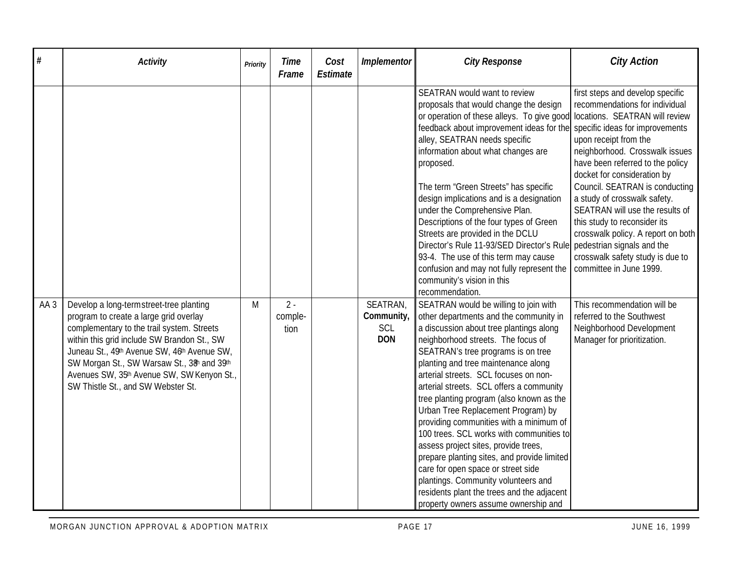| # | Activity | Priority | Time Frame | Cost Estimate | Implementor | City Response | City Action |
|---|---|---|---|---|---|---|---|
| | | | | | | SEATRAN would want to review proposals that would change the design or operation of these alleys. To give good feedback about improvement ideas for the alley, SEATRAN needs specific information about what changes are proposed.<br><br>The term "Green Streets" has specific design implications and is a designation under the Comprehensive Plan. Descriptions of the four types of Green Streets are provided in the DCLU Director's Rule 11-93/SED Director's Rule 93-4. The use of this term may cause confusion and may not fully represent the community's vision in this recommendation. | first steps and develop specific recommendations for individual locations. SEATRAN will review specific ideas for improvements upon receipt from the neighborhood. Crosswalk issues have been referred to the policy docket for consideration by Council. SEATRAN is conducting a study of crosswalk safety. SEATRAN will use the results of this study to reconsider its crosswalk policy. A report on both pedestrian signals and the crosswalk safety study is due to committee in June 1999. |
| AA 3 | Develop a long-term street-tree planting program to create a large grid overlay complementary to the trail system. Streets within this grid include SW Brandon St., SW Juneau St., 49th Avenue SW, 46th Avenue SW, SW Morgan St., SW Warsaw St., 38th and 39th Avenues SW, 35th Avenue SW, SW Kenyon St., SW Thistle St., and SW Webster St. | M | 2 - completion | | SEATRAN, **Community,** SCL **DON** | SEATRAN would be willing to join with other departments and the community in a discussion about tree plantings along neighborhood streets. The focus of SEATRAN's tree programs is on tree planting and tree maintenance along arterial streets. SCL focuses on non-arterial streets. SCL offers a community tree planting program (also known as the Urban Tree Replacement Program) by providing communities with a minimum of 100 trees. SCL works with communities to assess project sites, provide trees, prepare planting sites, and provide limited care for open space or street side plantings. Community volunteers and residents plant the trees and the adjacent property owners assume ownership and | This recommendation will be referred to the Southwest Neighborhood Development Manager for prioritization. |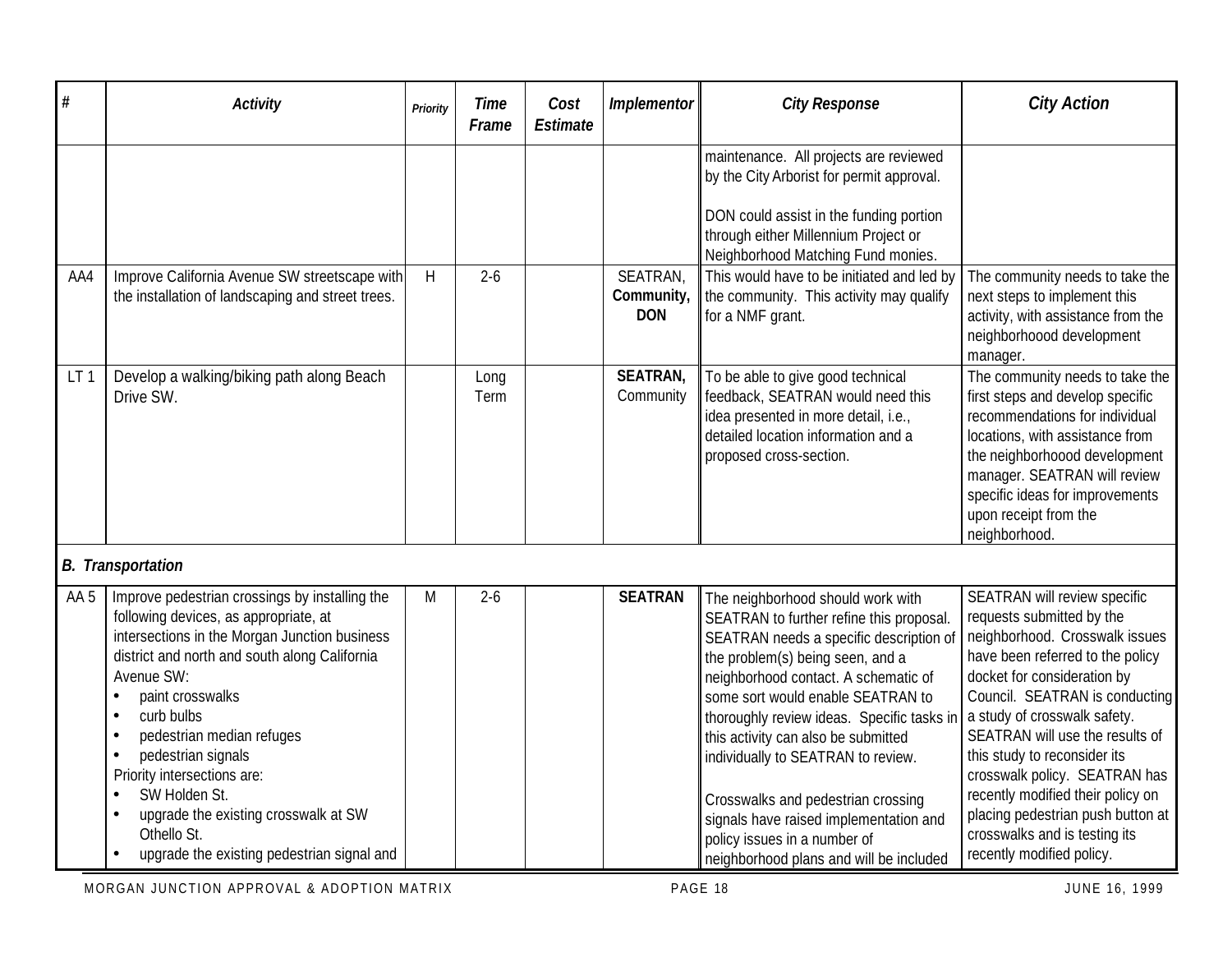| # | Activity | Priority | Time Frame | Cost Estimate | Implementor | City Response | City Action |
|---|---|---|---|---|---|---|---|
| | | | | | | maintenance. All projects are reviewed by the City Arborist for permit approval.<br><br>DON could assist in the funding portion through either Millennium Project or Neighborhood Matching Fund monies. | |
| AA4 | Improve California Avenue SW streetscape with the installation of landscaping and street trees. | H | 2-6 | | SEATRAN, **Community, DON** | This would have to be initiated and led by the community. This activity may qualify for a NMF grant. | The community needs to take the next steps to implement this activity, with assistance from the neighborhoood development manager. |
| LT 1 | Develop a walking/biking path along Beach Drive SW. | | Long Term | | **SEATRAN,** Community | To be able to give good technical feedback, SEATRAN would need this idea presented in more detail, i.e., detailed location information and a proposed cross-section. | The community needs to take the first steps and develop specific recommendations for individual locations, with assistance from the neighborhoood development manager. SEATRAN will review specific ideas for improvements upon receipt from the neighborhood. |
| ***B. Transportation*** | | | | | | | |
| AA 5 | Improve pedestrian crossings by installing the following devices, as appropriate, at intersections in the Morgan Junction business district and north and south along California Avenue SW:<br>• paint crosswalks<br>• curb bulbs<br>• pedestrian median refuges<br>• pedestrian signals<br>Priority intersections are:<br>• SW Holden St.<br>• upgrade the existing crosswalk at SW Othello St.<br>• upgrade the existing pedestrian signal and | M | 2-6 | | **SEATRAN** | The neighborhood should work with SEATRAN to further refine this proposal. SEATRAN needs a specific description of the problem(s) being seen, and a neighborhood contact. A schematic of some sort would enable SEATRAN to thoroughly review ideas. Specific tasks in this activity can also be submitted individually to SEATRAN to review.<br><br>Crosswalks and pedestrian crossing signals have raised implementation and policy issues in a number of neighborhood plans and will be included | SEATRAN will review specific requests submitted by the neighborhood. Crosswalk issues have been referred to the policy docket for consideration by Council. SEATRAN is conducting a study of crosswalk safety. SEATRAN will use the results of this study to reconsider its crosswalk policy. SEATRAN has recently modified their policy on placing pedestrian push button at crosswalks and is testing its recently modified policy. |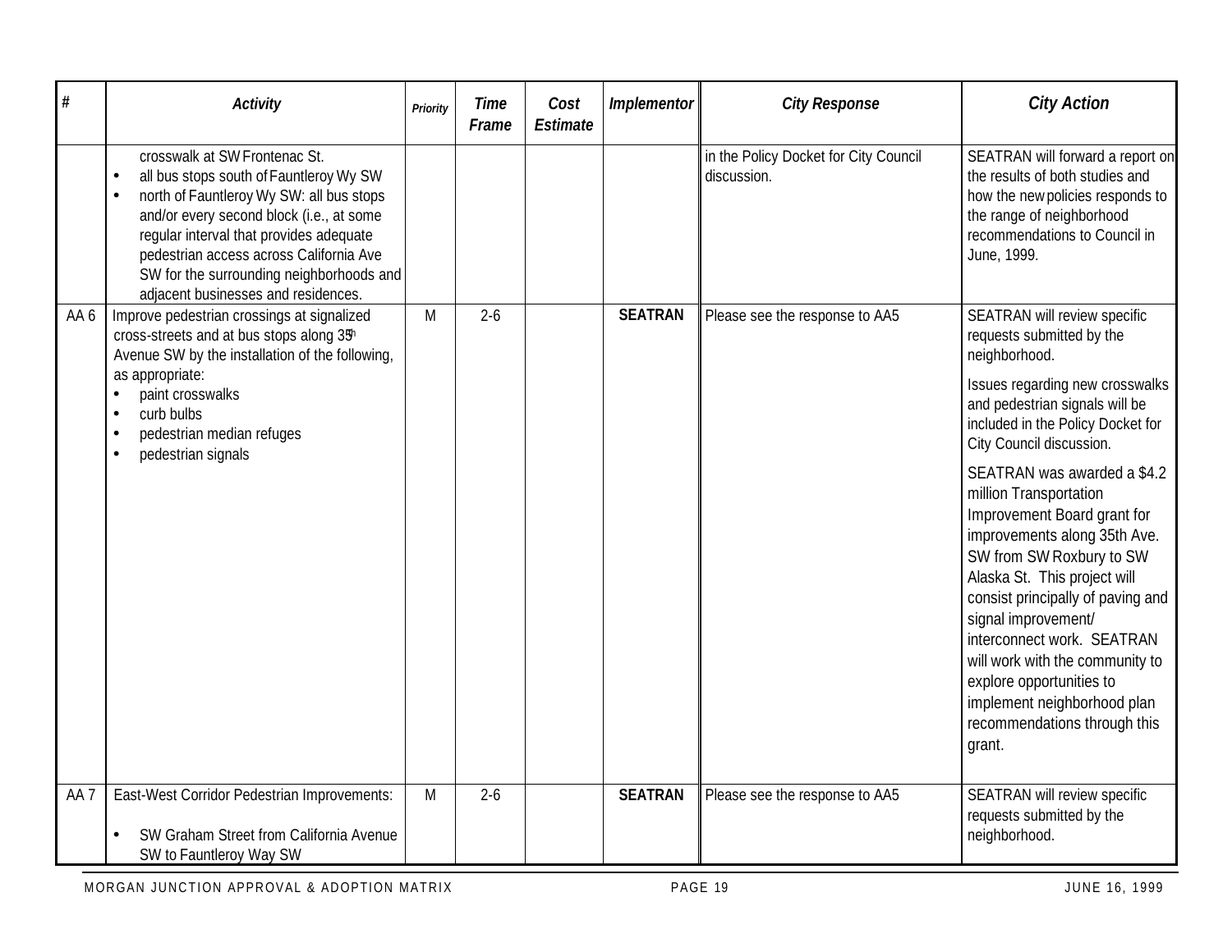| # | Activity | Priority | Time Frame | Cost Estimate | Implementor | City Response | City Action |
|---|---|---|---|---|---|---|---|
| | crosswalk at SW Frontenac St. <br>• all bus stops south of Fauntleroy Wy SW <br>• north of Fauntleroy Wy SW: all bus stops and/or every second block (i.e., at some regular interval that provides adequate pedestrian access across California Ave SW for the surrounding neighborhoods and adjacent businesses and residences. | | | | | in the Policy Docket for City Council discussion. | SEATRAN will forward a report on the results of both studies and how the new policies responds to the range of neighborhood recommendations to Council in June, 1999. |
| AA 6 | Improve pedestrian crossings at signalized cross-streets and at bus stops along 35th Avenue SW by the installation of the following, as appropriate: <br>• paint crosswalks <br>• curb bulbs <br>• pedestrian median refuges <br>• pedestrian signals | M | 2-6 | | **SEATRAN** | Please see the response to AA5 | SEATRAN will review specific requests submitted by the neighborhood. <br><br>Issues regarding new crosswalks and pedestrian signals will be included in the Policy Docket for City Council discussion. <br><br>SEATRAN was awarded a $4.2 million Transportation Improvement Board grant for improvements along 35th Ave. SW from SW Roxbury to SW Alaska St. This project will consist principally of paving and signal improvement/ interconnect work. SEATRAN will work with the community to explore opportunities to implement neighborhood plan recommendations through this grant. |
| AA 7 | East-West Corridor Pedestrian Improvements: <br><br>• SW Graham Street from California Avenue SW to Fauntleroy Way SW | M | 2-6 | | **SEATRAN** | Please see the response to AA5 | SEATRAN will review specific requests submitted by the neighborhood. |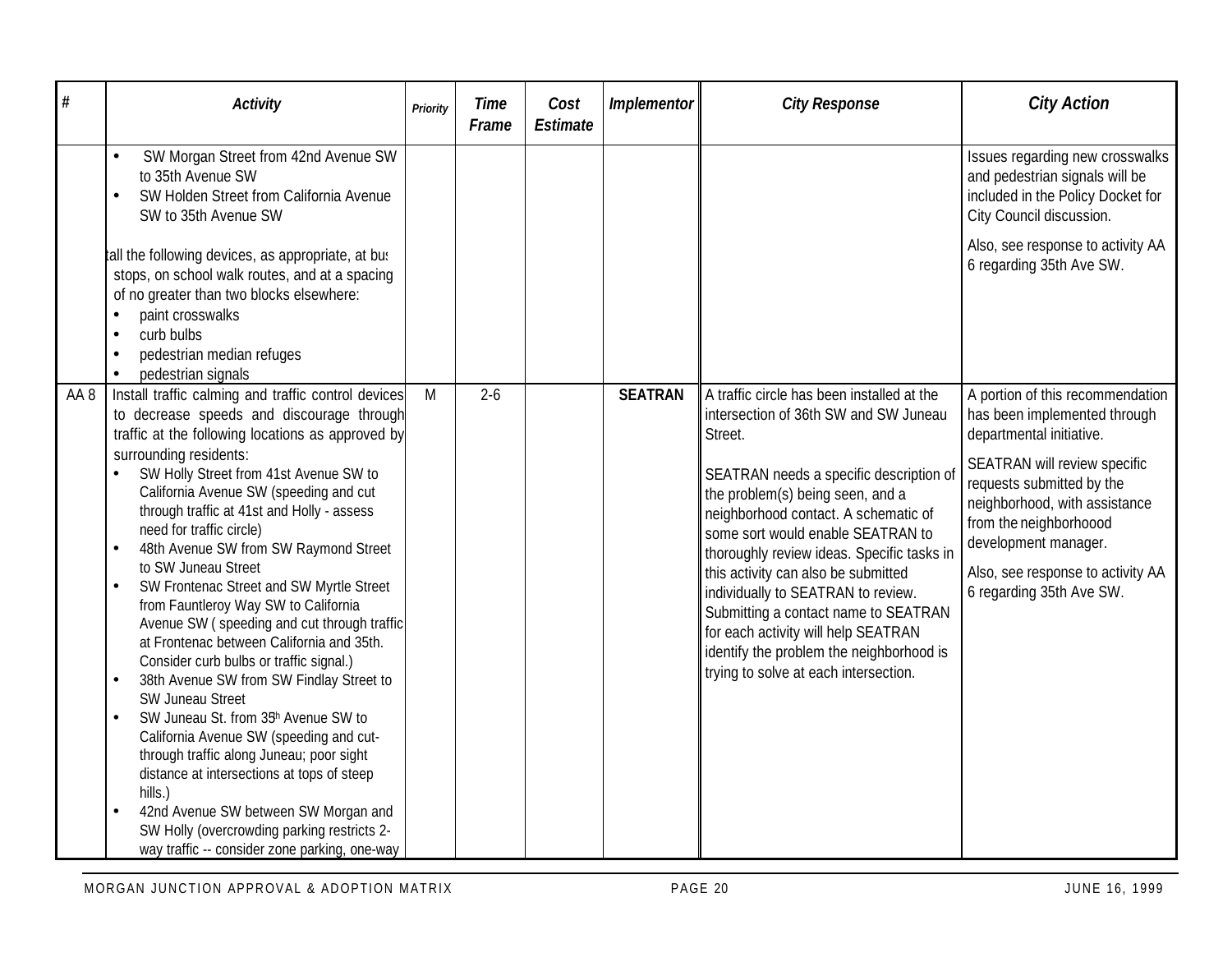| # | Activity | Priority | Time Frame | Cost Estimate | Implementor | City Response | City Action |
|---|---|---|---|---|---|---|---|
| | • SW Morgan Street from 42nd Avenue SW to 35th Avenue SW<br>• SW Holden Street from California Avenue SW to 35th Avenue SW<br><br>tall the following devices, as appropriate, at bus stops, on school walk routes, and at a spacing of no greater than two blocks elsewhere:<br>• paint crosswalks<br>• curb bulbs<br>• pedestrian median refuges<br>• pedestrian signals | | | | | | Issues regarding new crosswalks and pedestrian signals will be included in the Policy Docket for City Council discussion.<br><br>Also, see response to activity AA 6 regarding 35th Ave SW. |
| AA 8 | Install traffic calming and traffic control devices to decrease speeds and discourage through traffic at the following locations as approved by surrounding residents:<br>• SW Holly Street from 41st Avenue SW to California Avenue SW (speeding and cut through traffic at 41st and Holly - assess need for traffic circle)<br>• 48th Avenue SW from SW Raymond Street to SW Juneau Street<br>• SW Frontenac Street and SW Myrtle Street from Fauntleroy Way SW to California Avenue SW ( speeding and cut through traffic at Frontenac between California and 35th. Consider curb bulbs or traffic signal.)<br>• 38th Avenue SW from SW Findlay Street to SW Juneau Street<br>• SW Juneau St. from 35th Avenue SW to California Avenue SW (speeding and cut-through traffic along Juneau; poor sight distance at intersections at tops of steep hills.)<br>• 42nd Avenue SW between SW Morgan and SW Holly (overcrowding parking restricts 2-way traffic -- consider zone parking, one-way | M | 2-6 | | **SEATRAN** | A traffic circle has been installed at the intersection of 36th SW and SW Juneau Street.<br><br>SEATRAN needs a specific description of the problem(s) being seen, and a neighborhood contact. A schematic of some sort would enable SEATRAN to thoroughly review ideas. Specific tasks in this activity can also be submitted individually to SEATRAN to review. Submitting a contact name to SEATRAN for each activity will help SEATRAN identify the problem the neighborhood is trying to solve at each intersection. | A portion of this recommendation has been implemented through departmental initiative.<br><br>SEATRAN will review specific requests submitted by the neighborhood, with assistance from the neighborhoood development manager.<br><br>Also, see response to activity AA 6 regarding 35th Ave SW. |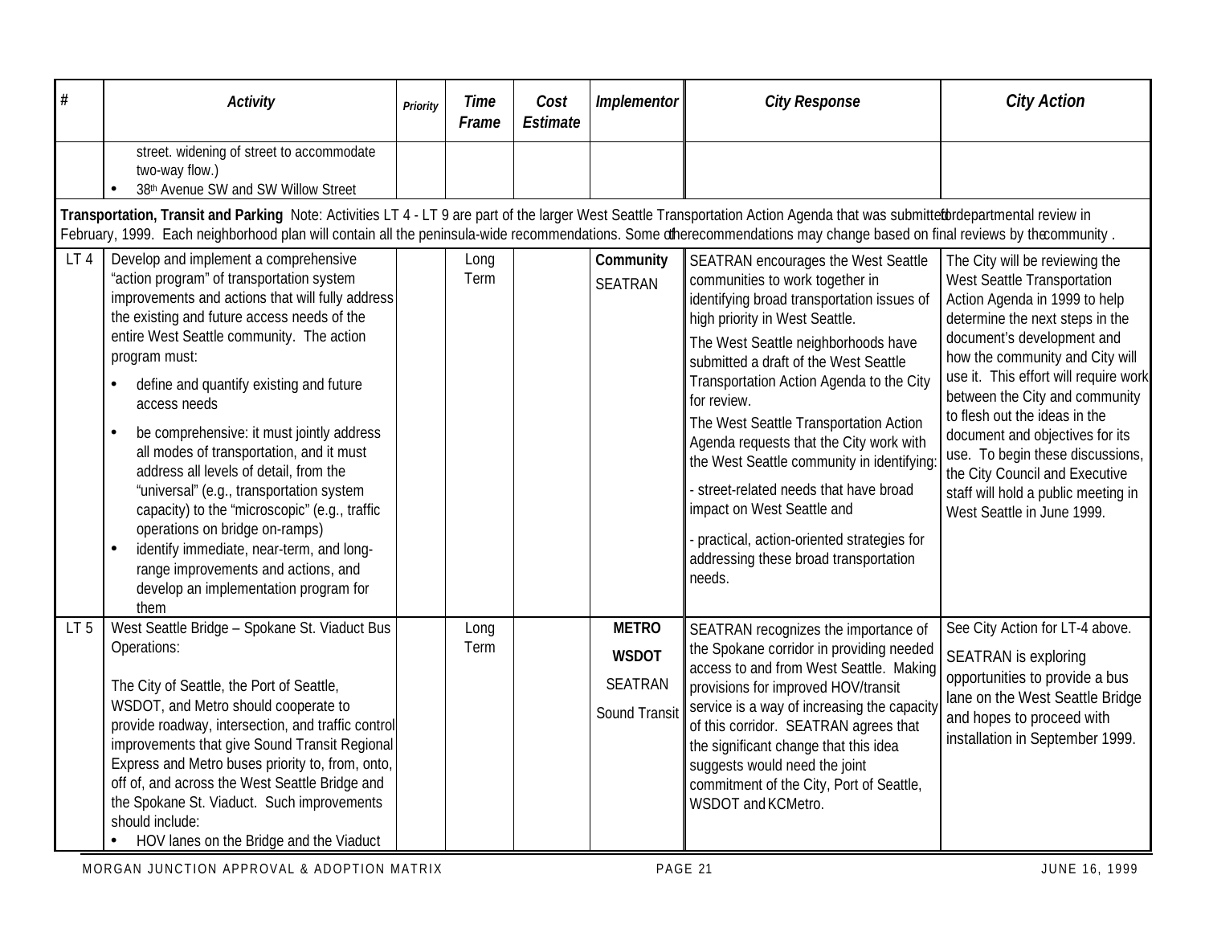| # | Activity | Priority | Time Frame | Cost Estimate | Implementor | City Response | City Action |
|---|---|---|---|---|---|---|---|
| | street. widening of street to accommodate two-way flow.)<br>• 38th Avenue SW and SW Willow Street | | | | | | |
| **Transportation, Transit and Parking** Note: Activities LT 4 - LT 9 are part of the larger West Seattle Transportation Action Agenda that was submitted for departmental review in February, 1999. Each neighborhood plan will contain all the peninsula-wide recommendations. Some of the recommendations may change based on final reviews by the community . | | | | | | | |
| LT 4 | Develop and implement a comprehensive "action program" of transportation system improvements and actions that will fully address the existing and future access needs of the entire West Seattle community. The action program must:<br>• define and quantify existing and future access needs<br>• be comprehensive: it must jointly address all modes of transportation, and it must address all levels of detail, from the "universal" (e.g., transportation system capacity) to the "microscopic" (e.g., traffic operations on bridge on-ramps)<br>• identify immediate, near-term, and long-range improvements and actions, and develop an implementation program for them | | Long Term | | **Community**<br>SEATRAN | SEATRAN encourages the West Seattle communities to work together in identifying broad transportation issues of high priority in West Seattle.<br>The West Seattle neighborhoods have submitted a draft of the West Seattle Transportation Action Agenda to the City for review.<br>The West Seattle Transportation Action Agenda requests that the City work with the West Seattle community in identifying:<br>- street-related needs that have broad impact on West Seattle and<br>- practical, action-oriented strategies for addressing these broad transportation needs. | The City will be reviewing the West Seattle Transportation Action Agenda in 1999 to help determine the next steps in the document's development and how the community and City will use it. This effort will require work between the City and community to flesh out the ideas in the document and objectives for its use. To begin these discussions, the City Council and Executive staff will hold a public meeting in West Seattle in June 1999. |
| LT 5 | West Seattle Bridge – Spokane St. Viaduct Bus Operations:<br><br>The City of Seattle, the Port of Seattle, WSDOT, and Metro should cooperate to provide roadway, intersection, and traffic control improvements that give Sound Transit Regional Express and Metro buses priority to, from, onto, off of, and across the West Seattle Bridge and the Spokane St. Viaduct. Such improvements should include:<br>• HOV lanes on the Bridge and the Viaduct | | Long Term | | **METRO**<br>**WSDOT**<br>SEATRAN<br>Sound Transit | SEATRAN recognizes the importance of the Spokane corridor in providing needed access to and from West Seattle. Making provisions for improved HOV/transit service is a way of increasing the capacity of this corridor. SEATRAN agrees that the significant change that this idea suggests would need the joint commitment of the City, Port of Seattle, WSDOT and KCMetro. | See City Action for LT-4 above.<br>SEATRAN is exploring opportunities to provide a bus lane on the West Seattle Bridge and hopes to proceed with installation in September 1999. |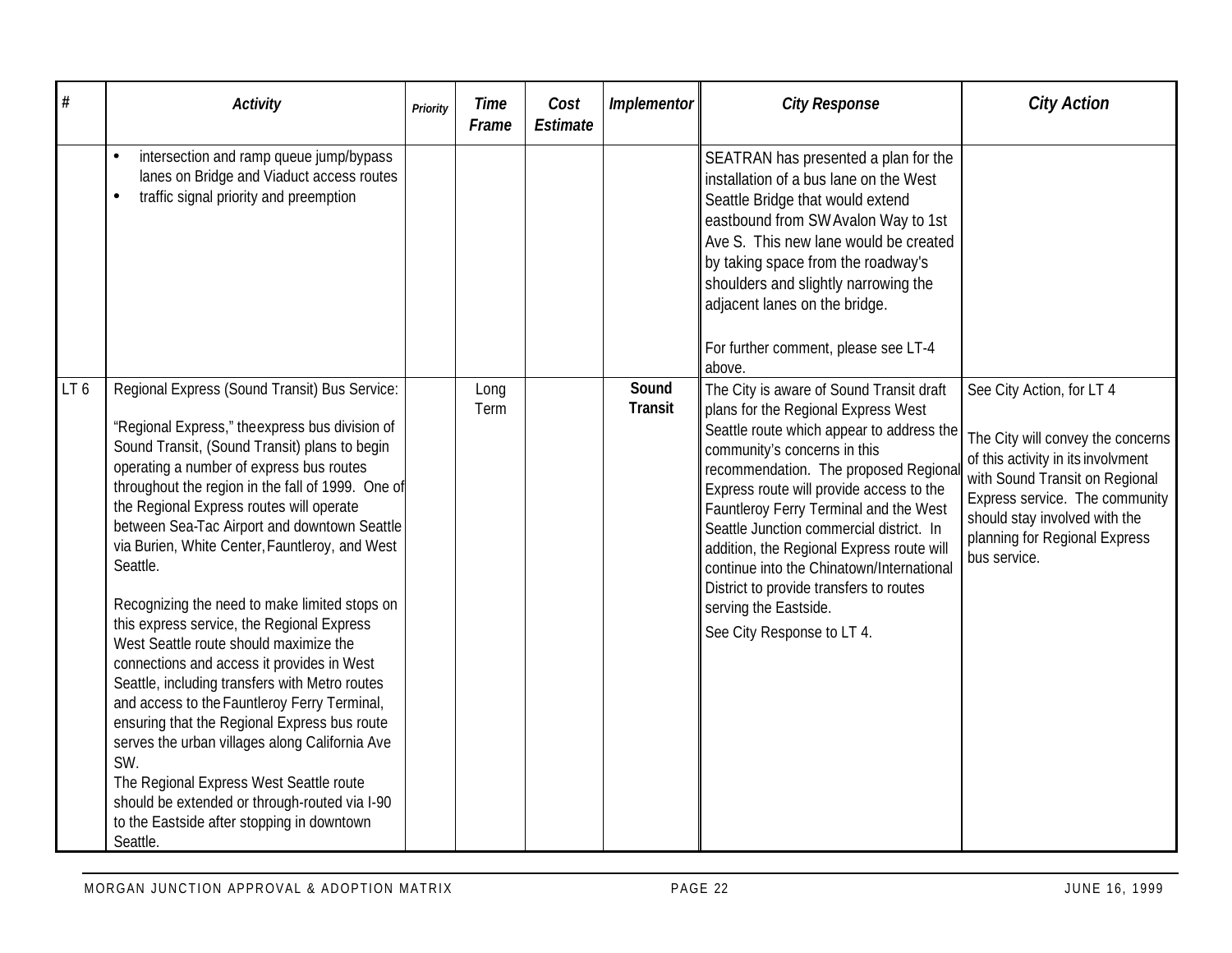| # | Activity | Priority | Time Frame | Cost Estimate | Implementor | City Response | City Action |
|---|---|---|---|---|---|---|---|
| | • intersection and ramp queue jump/bypass lanes on Bridge and Viaduct access routes<br>• traffic signal priority and preemption | | | | | SEATRAN has presented a plan for the installation of a bus lane on the West Seattle Bridge that would extend eastbound from SW Avalon Way to 1st Ave S. This new lane would be created by taking space from the roadway's shoulders and slightly narrowing the adjacent lanes on the bridge.<br><br>For further comment, please see LT-4 above. | |
| LT 6 | Regional Express (Sound Transit) Bus Service:<br><br>"Regional Express," the express bus division of Sound Transit, (Sound Transit) plans to begin operating a number of express bus routes throughout the region in the fall of 1999. One of the Regional Express routes will operate between Sea-Tac Airport and downtown Seattle via Burien, White Center, Fauntleroy, and West Seattle.<br><br>Recognizing the need to make limited stops on this express service, the Regional Express West Seattle route should maximize the connections and access it provides in West Seattle, including transfers with Metro routes and access to the Fauntleroy Ferry Terminal, ensuring that the Regional Express bus route serves the urban villages along California Ave SW.<br>The Regional Express West Seattle route should be extended or through-routed via I-90 to the Eastside after stopping in downtown Seattle. | | Long Term | | **Sound Transit** | The City is aware of Sound Transit draft plans for the Regional Express West Seattle route which appear to address the community's concerns in this recommendation. The proposed Regional Express route will provide access to the Fauntleroy Ferry Terminal and the West Seattle Junction commercial district. In addition, the Regional Express route will continue into the Chinatown/International District to provide transfers to routes serving the Eastside.<br>See City Response to LT 4. | See City Action, for LT 4<br><br>The City will convey the concerns of this activity in its involvment with Sound Transit on Regional Express service. The community should stay involved with the planning for Regional Express bus service. |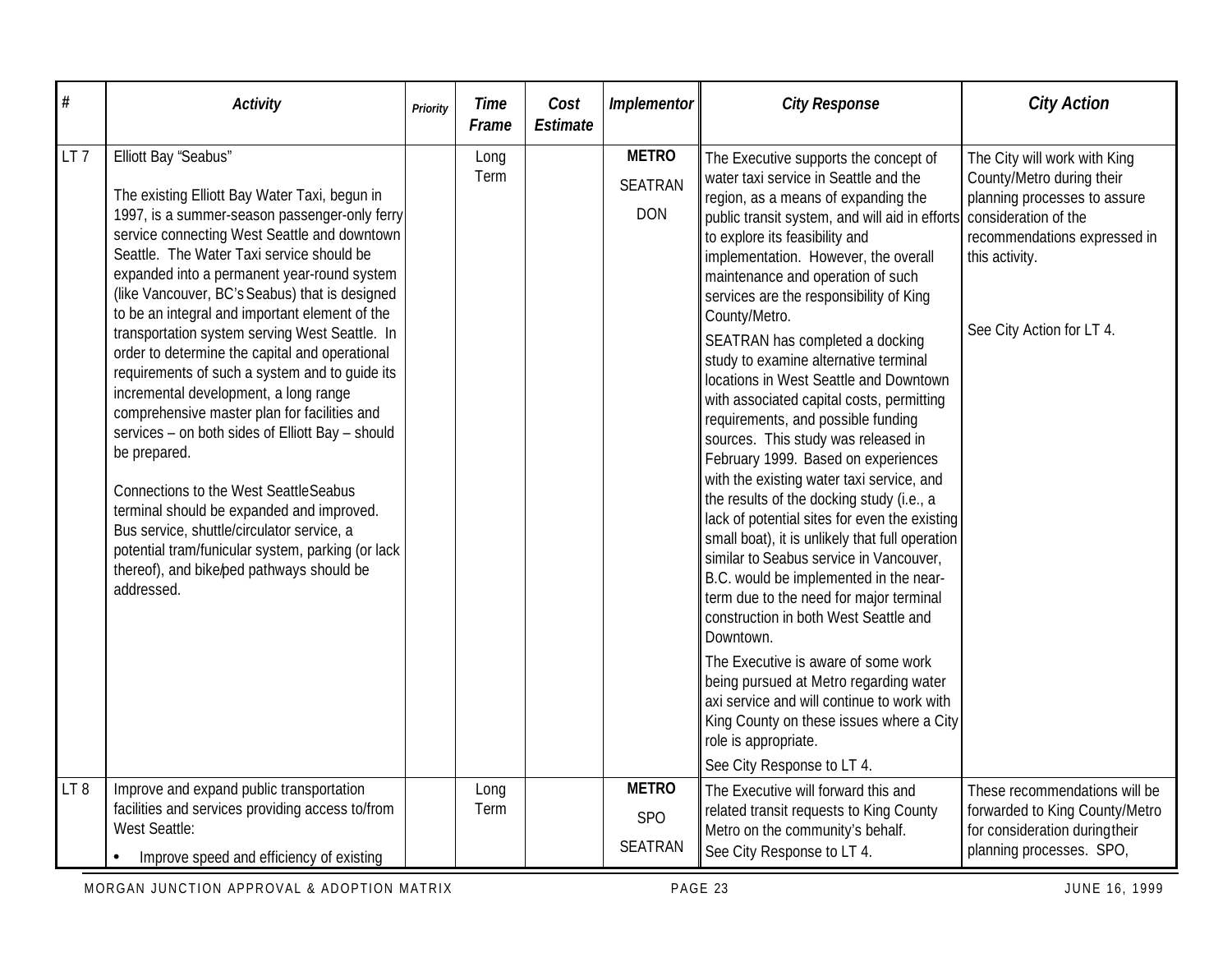| # | Activity | Priority | Time Frame | Cost Estimate | Implementor | City Response | City Action |
|---|---|---|---|---|---|---|---|
| LT 7 | Elliott Bay "Seabus"<br><br>The existing Elliott Bay Water Taxi, begun in 1997, is a summer-season passenger-only ferry service connecting West Seattle and downtown Seattle. The Water Taxi service should be expanded into a permanent year-round system (like Vancouver, BC's Seabus) that is designed to be an integral and important element of the transportation system serving West Seattle. In order to determine the capital and operational requirements of such a system and to guide its incremental development, a long range comprehensive master plan for facilities and services – on both sides of Elliott Bay – should be prepared.<br><br>Connections to the West Seattle Seabus terminal should be expanded and improved. Bus service, shuttle/circulator service, a potential tram/funicular system, parking (or lack thereof), and bike/ped pathways should be addressed. | | Long Term | | **METRO**<br>SEATRAN<br>DON | The Executive supports the concept of water taxi service in Seattle and the region, as a means of expanding the public transit system, and will aid in efforts to explore its feasibility and implementation. However, the overall maintenance and operation of such services are the responsibility of King County/Metro.<br><br>SEATRAN has completed a docking study to examine alternative terminal locations in West Seattle and Downtown with associated capital costs, permitting requirements, and possible funding sources. This study was released in February 1999. Based on experiences with the existing water taxi service, and the results of the docking study (i.e., a lack of potential sites for even the existing small boat), it is unlikely that full operation similar to Seabus service in Vancouver, B.C. would be implemented in the near-term due to the need for major terminal construction in both West Seattle and Downtown.<br><br>The Executive is aware of some work being pursued at Metro regarding water axi service and will continue to work with King County on these issues where a City role is appropriate.<br><br>See City Response to LT 4. | The City will work with King County/Metro during their planning processes to assure consideration of the recommendations expressed in this activity.<br><br>See City Action for LT 4. |
| LT 8 | Improve and expand public transportation facilities and services providing access to/from West Seattle:<br><br>• Improve speed and efficiency of existing | | Long Term | | **METRO**<br>SPO<br>SEATRAN | The Executive will forward this and related transit requests to King County Metro on the community's behalf.<br>See City Response to LT 4. | These recommendations will be forwarded to King County/Metro for consideration during their planning processes. SPO, |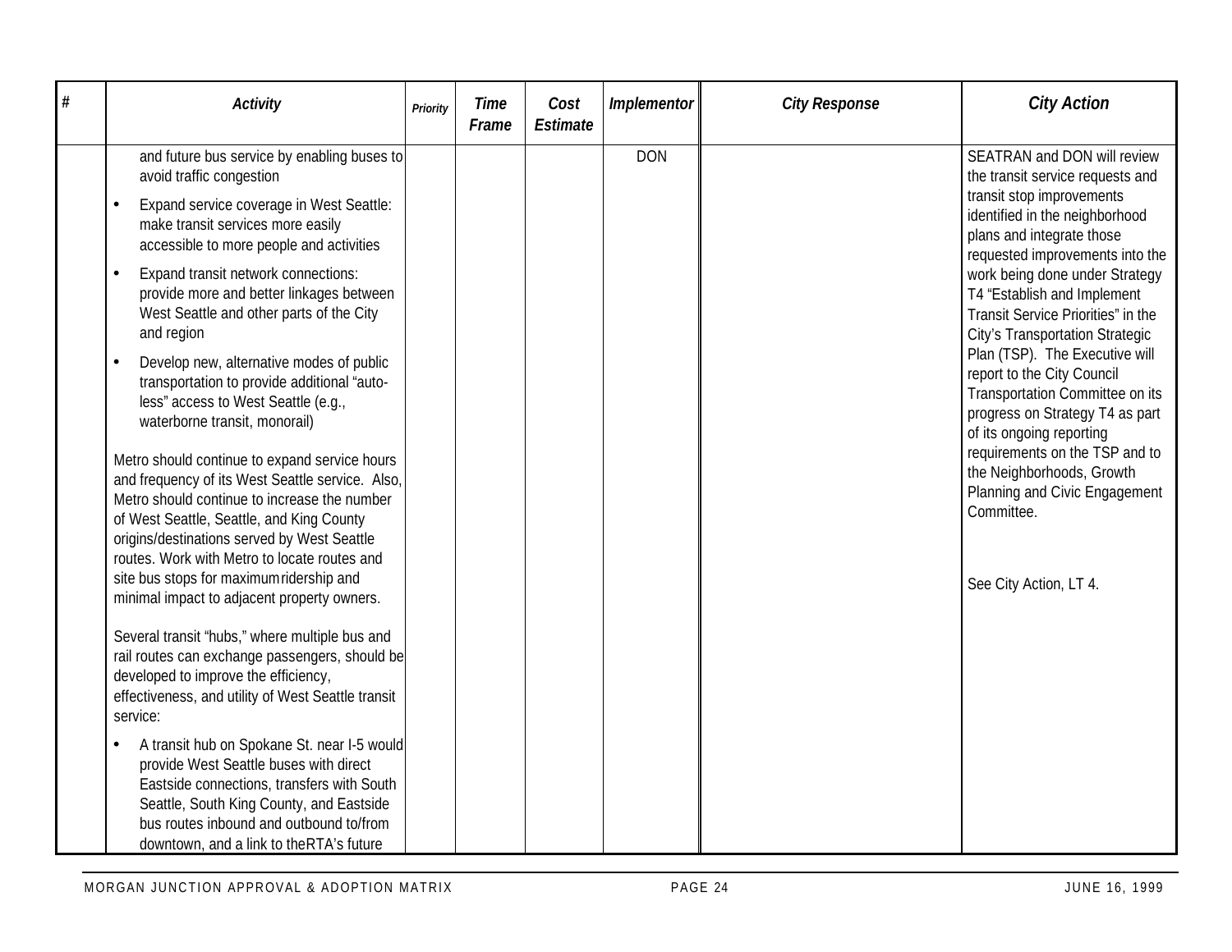| # | Activity | Priority | Time Frame | Cost Estimate | Implementor | City Response | City Action |
|---|---|---|---|---|---|---|---|
| | and future bus service by enabling buses to avoid traffic congestion<br>• Expand service coverage in West Seattle: make transit services more easily accessible to more people and activities<br>• Expand transit network connections: provide more and better linkages between West Seattle and other parts of the City and region<br>• Develop new, alternative modes of public transportation to provide additional "auto-less" access to West Seattle (e.g., waterborne transit, monorail) | | | | DON | | SEATRAN and DON will review the transit service requests and transit stop improvements identified in the neighborhood plans and integrate those requested improvements into the work being done under Strategy T4 "Establish and Implement Transit Service Priorities" in the City's Transportation Strategic Plan (TSP). The Executive will report to the City Council Transportation Committee on its progress on Strategy T4 as part of its ongoing reporting requirements on the TSP and to the Neighborhoods, Growth Planning and Civic Engagement Committee. |
| | Metro should continue to expand service hours and frequency of its West Seattle service. Also, Metro should continue to increase the number of West Seattle, Seattle, and King County origins/destinations served by West Seattle routes. Work with Metro to locate routes and site bus stops for maximum ridership and minimal impact to adjacent property owners. | | | | | | See City Action, LT 4. |
| | Several transit "hubs," where multiple bus and rail routes can exchange passengers, should be developed to improve the efficiency, effectiveness, and utility of West Seattle transit service:<br>• A transit hub on Spokane St. near I-5 would provide West Seattle buses with direct Eastside connections, transfers with South Seattle, South King County, and Eastside bus routes inbound and outbound to/from downtown, and a link to the RTA's future | | | | | | |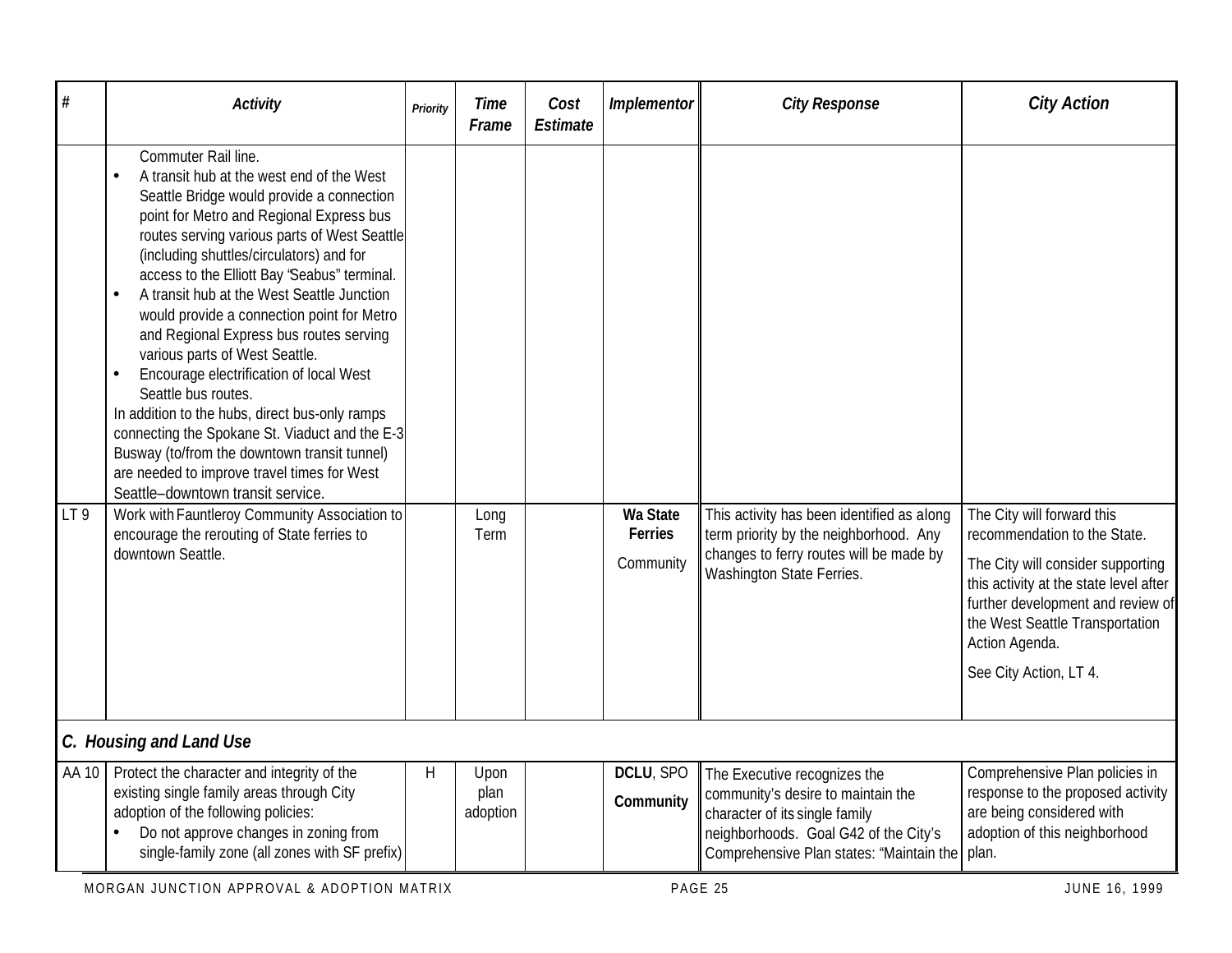| # | Activity | Priority | Time Frame | Cost Estimate | Implementor | City Response | City Action |
|---|---|---|---|---|---|---|---|
| | Commuter Rail line.<br>• A transit hub at the west end of the West Seattle Bridge would provide a connection point for Metro and Regional Express bus routes serving various parts of West Seattle (including shuttles/circulators) and for access to the Elliott Bay "Seabus" terminal.<br>• A transit hub at the West Seattle Junction would provide a connection point for Metro and Regional Express bus routes serving various parts of West Seattle.<br>• Encourage electrification of local West Seattle bus routes.<br>In addition to the hubs, direct bus-only ramps connecting the Spokane St. Viaduct and the E-3 Busway (to/from the downtown transit tunnel) are needed to improve travel times for West Seattle–downtown transit service. | | | | | | |
| LT 9 | Work with Fauntleroy Community Association to encourage the rerouting of State ferries to downtown Seattle. | | Long Term | | **Wa State Ferries**<br>Community | This activity has been identified as a long term priority by the neighborhood. Any changes to ferry routes will be made by Washington State Ferries. | The City will forward this recommendation to the State.<br>The City will consider supporting this activity at the state level after further development and review of the West Seattle Transportation Action Agenda.<br>See City Action, LT 4. |
| ***C. Housing and Land Use*** | | | | | | | |
| AA 10 | Protect the character and integrity of the existing single family areas through City adoption of the following policies:<br>• Do not approve changes in zoning from single-family zone (all zones with SF prefix) | H | Upon plan adoption | | **DCLU**, SPO<br>**Community** | The Executive recognizes the community's desire to maintain the character of its single family neighborhoods. Goal G42 of the City's Comprehensive Plan states: "Maintain the | Comprehensive Plan policies in response to the proposed activity are being considered with adoption of this neighborhood plan. |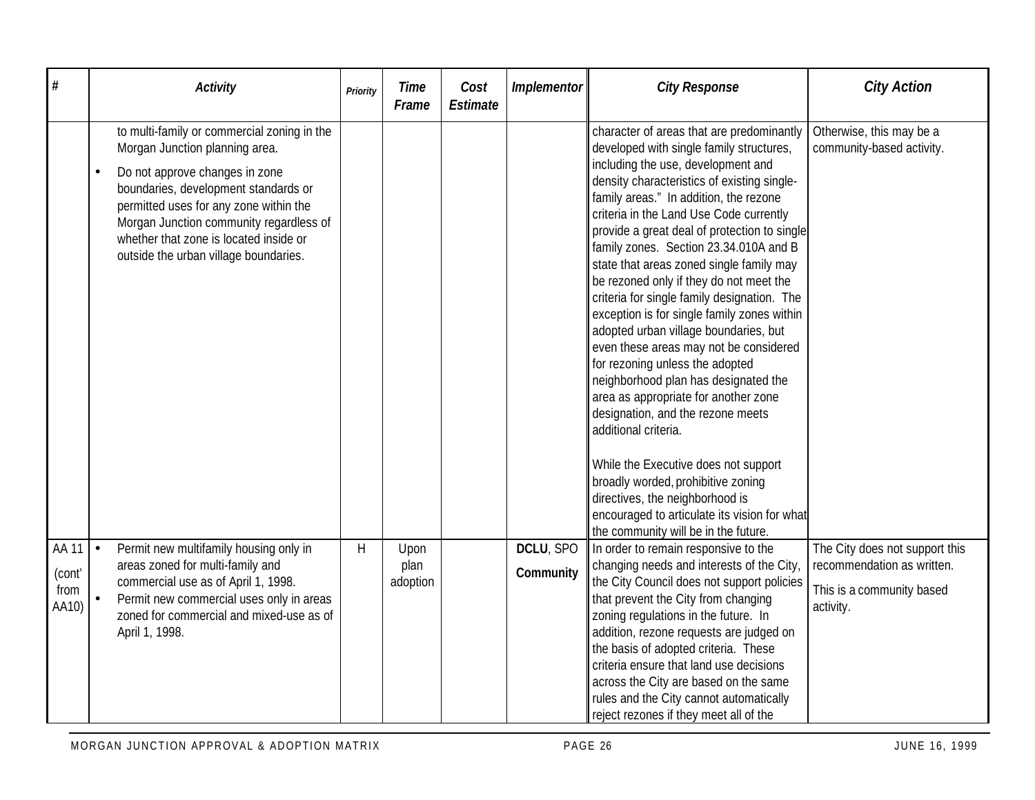| # | Activity | Priority | Time Frame | Cost Estimate | Implementor | City Response | City Action |
|---|---|---|---|---|---|---|---|
| | to multi-family or commercial zoning in the Morgan Junction planning area.<br>• Do not approve changes in zone boundaries, development standards or permitted uses for any zone within the Morgan Junction community regardless of whether that zone is located inside or outside the urban village boundaries. | | | | | character of areas that are predominantly developed with single family structures, including the use, development and density characteristics of existing single-family areas." In addition, the rezone criteria in the Land Use Code currently provide a great deal of protection to single family zones. Section 23.34.010A and B state that areas zoned single family may be rezoned only if they do not meet the criteria for single family designation. The exception is for single family zones within adopted urban village boundaries, but even these areas may not be considered for rezoning unless the adopted neighborhood plan has designated the area as appropriate for another zone designation, and the rezone meets additional criteria.<br><br>While the Executive does not support broadly worded, prohibitive zoning directives, the neighborhood is encouraged to articulate its vision for what the community will be in the future. | Otherwise, this may be a community-based activity. |
| AA 11 (cont' from AA10) | • Permit new multifamily housing only in areas zoned for multi-family and commercial use as of April 1, 1998.<br>• Permit new commercial uses only in areas zoned for commercial and mixed-use as of April 1, 1998. | H | Upon plan adoption | | **DCLU**, SPO<br>**Community** | In order to remain responsive to the changing needs and interests of the City, the City Council does not support policies that prevent the City from changing zoning regulations in the future. In addition, rezone requests are judged on the basis of adopted criteria. These criteria ensure that land use decisions across the City are based on the same rules and the City cannot automatically reject rezones if they meet all of the | The City does not support this recommendation as written.<br><br>This is a community based activity. |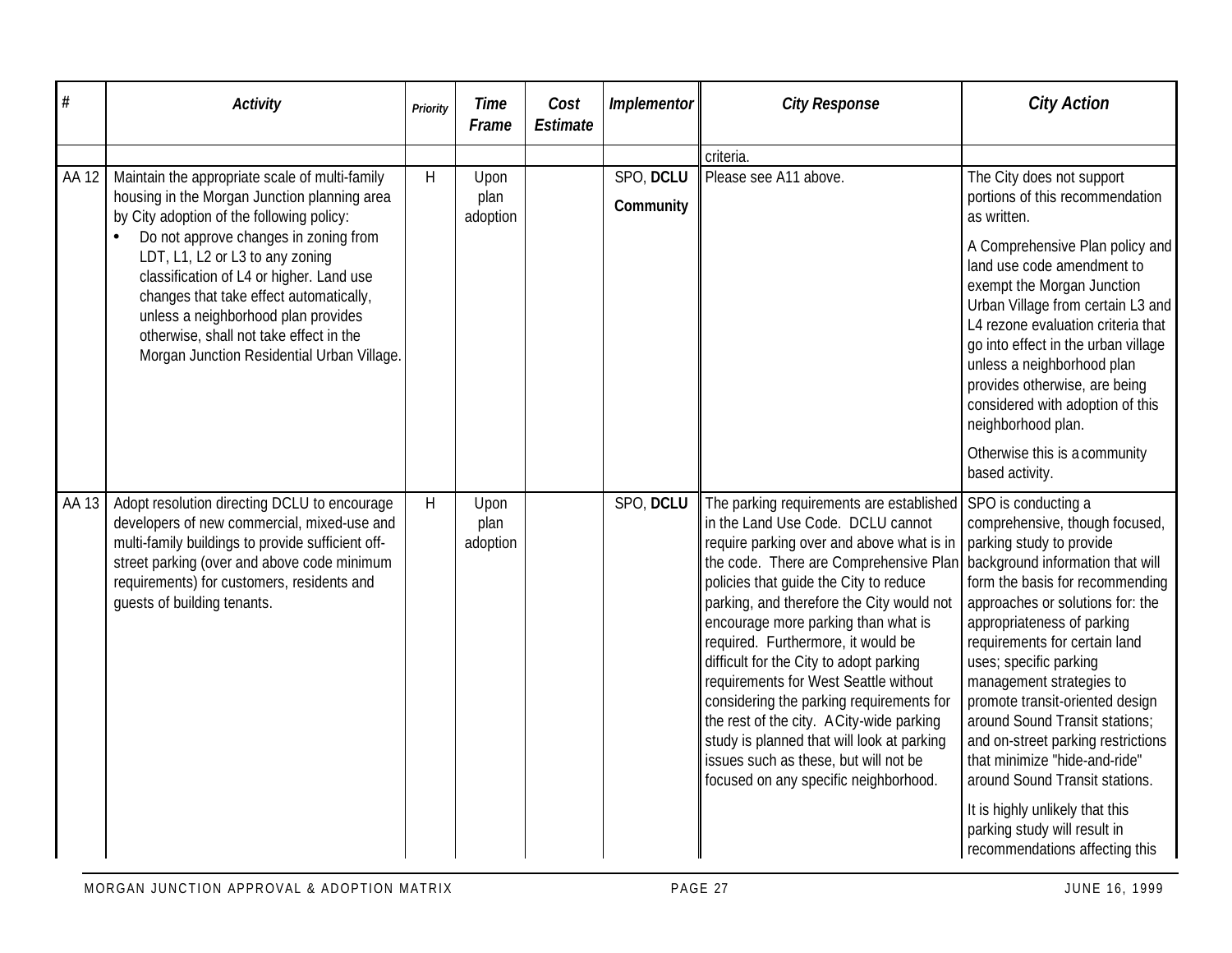| # | Activity | Priority | Time Frame | Cost Estimate | Implementor | City Response | City Action |
|---|---|---|---|---|---|---|---|
| | | | | | | criteria. | |
| AA 12 | Maintain the appropriate scale of multi-family housing in the Morgan Junction planning area by City adoption of the following policy: • Do not approve changes in zoning from LDT, L1, L2 or L3 to any zoning classification of L4 or higher. Land use changes that take effect automatically, unless a neighborhood plan provides otherwise, shall not take effect in the Morgan Junction Residential Urban Village. | H | Upon plan adoption | | SPO, **DCLU** **Community** | Please see A11 above. | The City does not support portions of this recommendation as written. A Comprehensive Plan policy and land use code amendment to exempt the Morgan Junction Urban Village from certain L3 and L4 rezone evaluation criteria that go into effect in the urban village unless a neighborhood plan provides otherwise, are being considered with adoption of this neighborhood plan. Otherwise this is a community based activity. |
| AA 13 | Adopt resolution directing DCLU to encourage developers of new commercial, mixed-use and multi-family buildings to provide sufficient off-street parking (over and above code minimum requirements) for customers, residents and guests of building tenants. | H | Upon plan adoption | | SPO, **DCLU** | The parking requirements are established in the Land Use Code. DCLU cannot require parking over and above what is in the code. There are Comprehensive Plan policies that guide the City to reduce parking, and therefore the City would not encourage more parking than what is required. Furthermore, it would be difficult for the City to adopt parking requirements for West Seattle without considering the parking requirements for the rest of the city. A City-wide parking study is planned that will look at parking issues such as these, but will not be focused on any specific neighborhood. | SPO is conducting a comprehensive, though focused, parking study to provide background information that will form the basis for recommending approaches or solutions for: the appropriateness of parking requirements for certain land uses; specific parking management strategies to promote transit-oriented design around Sound Transit stations; and on-street parking restrictions that minimize "hide-and-ride" around Sound Transit stations. It is highly unlikely that this parking study will result in recommendations affecting this |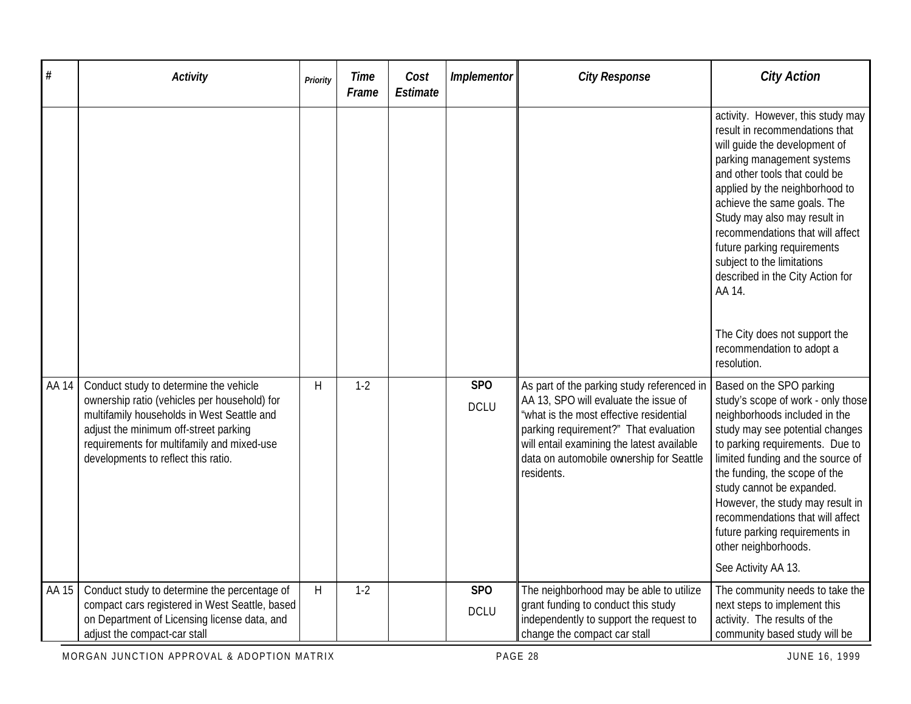| # | Activity | Priority | Time Frame | Cost Estimate | Implementor | City Response | City Action |
|---|---|---|---|---|---|---|---|
| | | | | | | | activity. However, this study may result in recommendations that will guide the development of parking management systems and other tools that could be applied by the neighborhood to achieve the same goals. The Study may also may result in recommendations that will affect future parking requirements subject to the limitations described in the City Action for AA 14.<br><br>The City does not support the recommendation to adopt a resolution. |
| AA 14 | Conduct study to determine the vehicle ownership ratio (vehicles per household) for multifamily households in West Seattle and adjust the minimum off-street parking requirements for multifamily and mixed-use developments to reflect this ratio. | H | 1-2 | | **SPO**<br>DCLU | As part of the parking study referenced in AA 13, SPO will evaluate the issue of "what is the most effective residential parking requirement?" That evaluation will entail examining the latest available data on automobile ownership for Seattle residents. | Based on the SPO parking study's scope of work - only those neighborhoods included in the study may see potential changes to parking requirements. Due to limited funding and the source of the funding, the scope of the study cannot be expanded. However, the study may result in recommendations that will affect future parking requirements in other neighborhoods.<br><br>See Activity AA 13. |
| AA 15 | Conduct study to determine the percentage of compact cars registered in West Seattle, based on Department of Licensing license data, and adjust the compact-car stall | H | 1-2 | | **SPO**<br>DCLU | The neighborhood may be able to utilize grant funding to conduct this study independently to support the request to change the compact car stall | The community needs to take the next steps to implement this activity. The results of the community based study will be |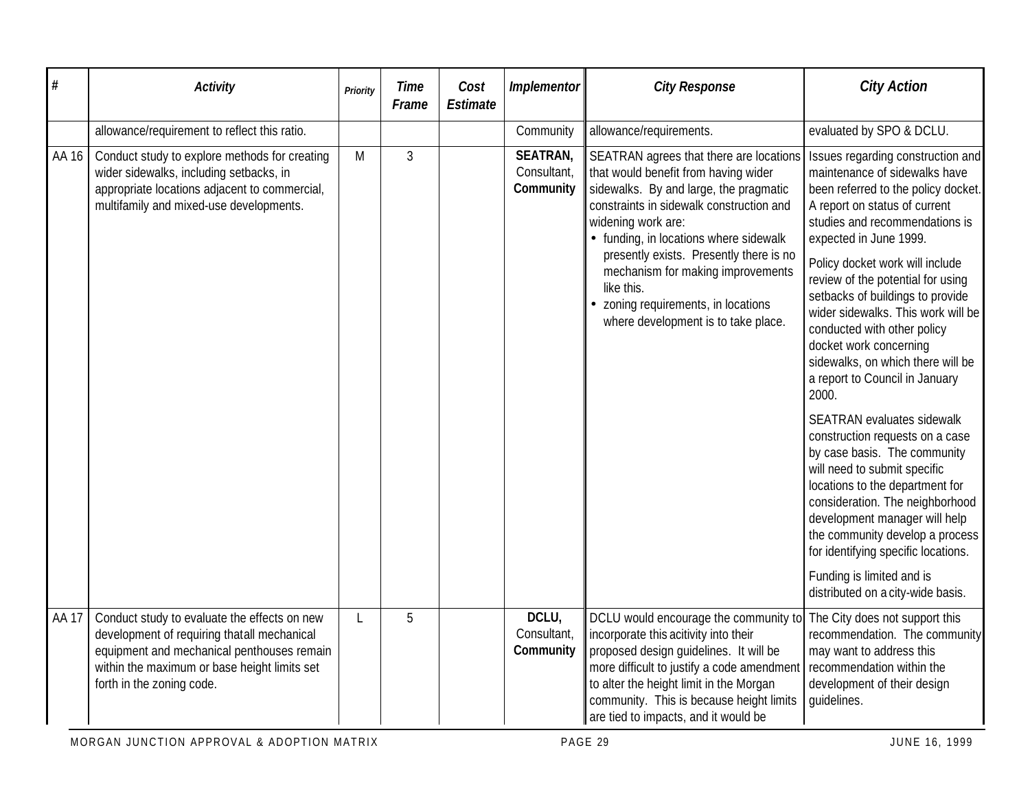| # | Activity | Priority | Time Frame | Cost Estimate | Implementor | City Response | City Action |
|---|---|---|---|---|---|---|---|
| | allowance/requirement to reflect this ratio. | | | | Community | allowance/requirements. | evaluated by SPO & DCLU. |
| AA 16 | Conduct study to explore methods for creating wider sidewalks, including setbacks, in appropriate locations adjacent to commercial, multifamily and mixed-use developments. | M | 3 | | **SEATRAN,** Consultant, **Community** | SEATRAN agrees that there are locations that would benefit from having wider sidewalks. By and large, the pragmatic constraints in sidewalk construction and widening work are: • funding, in locations where sidewalk presently exists. Presently there is no mechanism for making improvements like this. • zoning requirements, in locations where development is to take place. | Issues regarding construction and maintenance of sidewalks have been referred to the policy docket. A report on status of current studies and recommendations is expected in June 1999. Policy docket work will include review of the potential for using setbacks of buildings to provide wider sidewalks. This work will be conducted with other policy docket work concerning sidewalks, on which there will be a report to Council in January 2000. SEATRAN evaluates sidewalk construction requests on a case by case basis. The community will need to submit specific locations to the department for consideration. The neighborhood development manager will help the community develop a process for identifying specific locations. Funding is limited and is distributed on a city-wide basis. |
| AA 17 | Conduct study to evaluate the effects on new development of requiring thatall mechanical equipment and mechanical penthouses remain within the maximum or base height limits set forth in the zoning code. | L | 5 | | **DCLU,** Consultant, **Community** | DCLU would encourage the community to incorporate this acitivity into their proposed design guidelines. It will be more difficult to justify a code amendment to alter the height limit in the Morgan community. This is because height limits are tied to impacts, and it would be | The City does not support this recommendation. The community may want to address this recommendation within the development of their design guidelines. |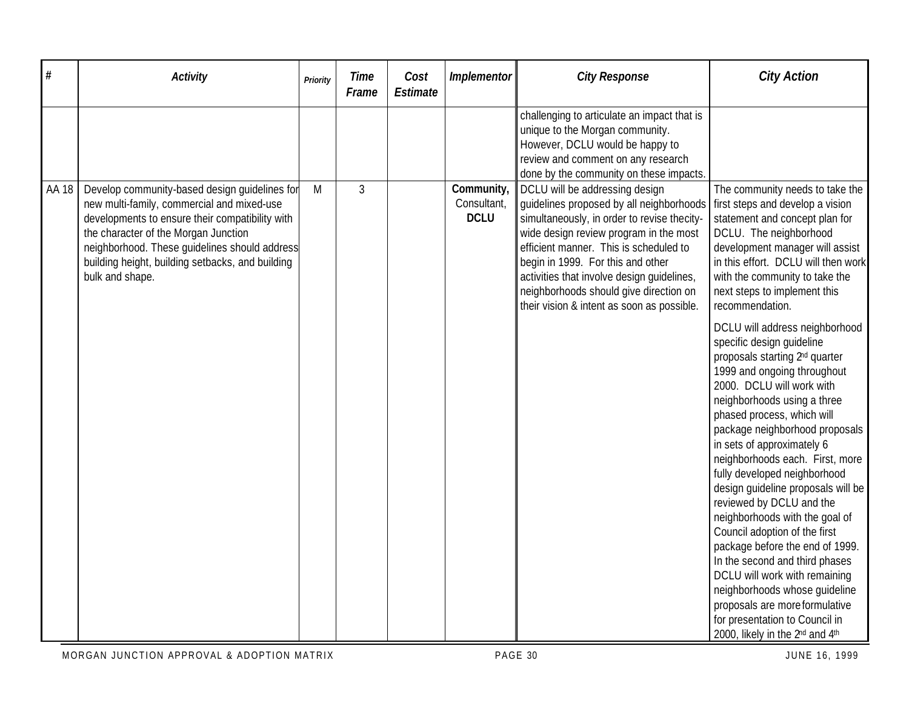| # | Activity | Priority | Time Frame | Cost Estimate | Implementor | City Response | City Action |
|---|---|---|---|---|---|---|---|
| | | | | | | challenging to articulate an impact that is unique to the Morgan community. However, DCLU would be happy to review and comment on any research done by the community on these impacts. | |
| AA 18 | Develop community-based design guidelines for new multi-family, commercial and mixed-use developments to ensure their compatibility with the character of the Morgan Junction neighborhood. These guidelines should address building height, building setbacks, and building bulk and shape. | M | 3 | | **Community,** Consultant, **DCLU** | DCLU will be addressing design guidelines proposed by all neighborhoods simultaneously, in order to revise thecity-wide design review program in the most efficient manner. This is scheduled to begin in 1999. For this and other activities that involve design guidelines, neighborhoods should give direction on their vision & intent as soon as possible. | The community needs to take the first steps and develop a vision statement and concept plan for DCLU. The neighborhood development manager will assist in this effort. DCLU will then work with the community to take the next steps to implement this recommendation.<br><br>DCLU will address neighborhood specific design guideline proposals starting 2nd quarter 1999 and ongoing throughout 2000. DCLU will work with neighborhoods using a three phased process, which will package neighborhood proposals in sets of approximately 6 neighborhoods each. First, more fully developed neighborhood design guideline proposals will be reviewed by DCLU and the neighborhoods with the goal of Council adoption of the first package before the end of 1999. In the second and third phases DCLU will work with remaining neighborhoods whose guideline proposals are more formulative for presentation to Council in 2000, likely in the 2nd and 4th |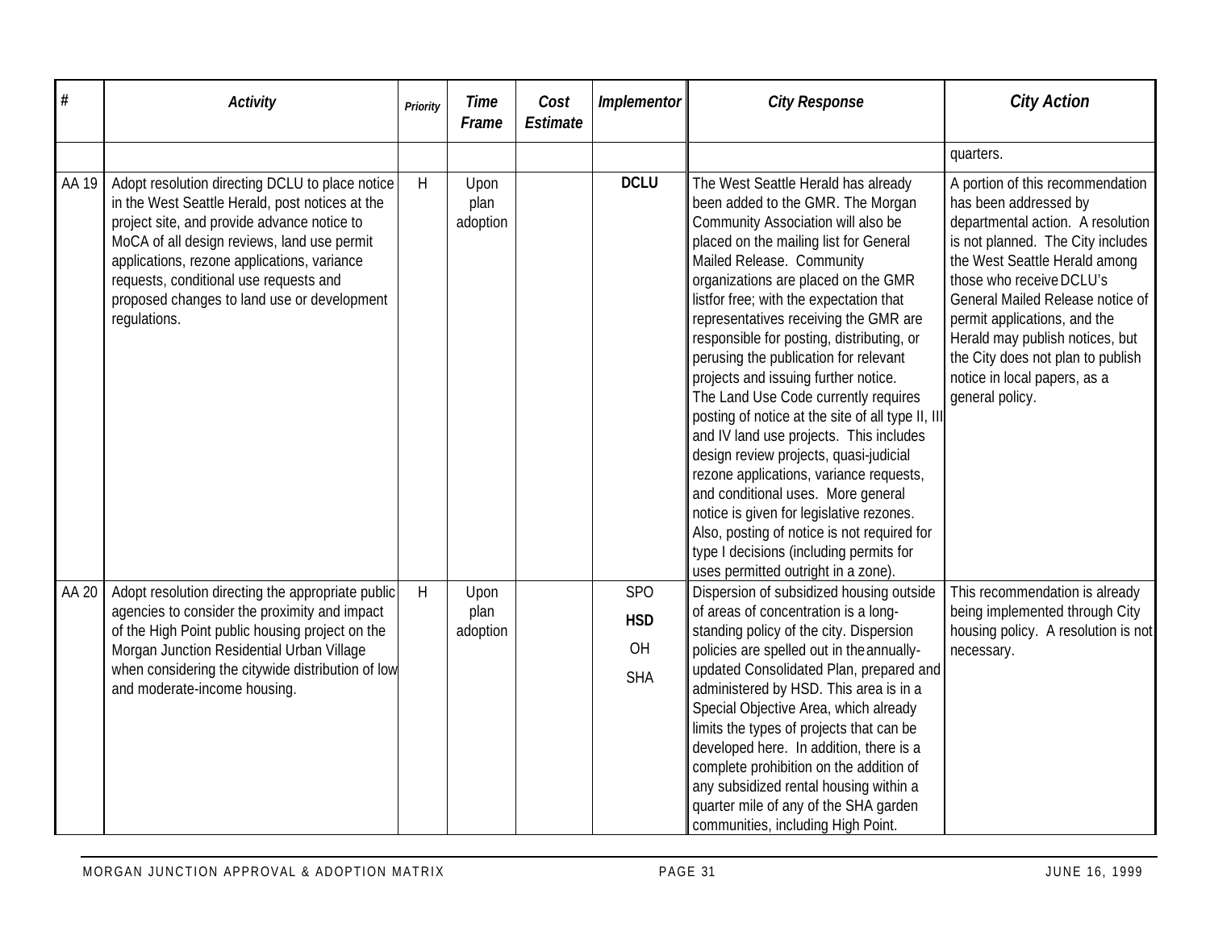| # | Activity | Priority | Time Frame | Cost Estimate | Implementor | City Response | City Action |
|---|---|---|---|---|---|---|---|
| | | | | | | | quarters. |
| AA 19 | Adopt resolution directing DCLU to place notice in the West Seattle Herald, post notices at the project site, and provide advance notice to MoCA of all design reviews, land use permit applications, rezone applications, variance requests, conditional use requests and proposed changes to land use or development regulations. | H | Upon plan adoption | | **DCLU** | The West Seattle Herald has already been added to the GMR. The Morgan Community Association will also be placed on the mailing list for General Mailed Release. Community organizations are placed on the GMR listfor free; with the expectation that representatives receiving the GMR are responsible for posting, distributing, or perusing the publication for relevant projects and issuing further notice. The Land Use Code currently requires posting of notice at the site of all type II, III and IV land use projects. This includes design review projects, quasi-judicial rezone applications, variance requests, and conditional uses. More general notice is given for legislative rezones. Also, posting of notice is not required for type I decisions (including permits for uses permitted outright in a zone). | A portion of this recommendation has been addressed by departmental action. A resolution is not planned. The City includes the West Seattle Herald among those who receive DCLU's General Mailed Release notice of permit applications, and the Herald may publish notices, but the City does not plan to publish notice in local papers, as a general policy. |
| AA 20 | Adopt resolution directing the appropriate public agencies to consider the proximity and impact of the High Point public housing project on the Morgan Junction Residential Urban Village when considering the citywide distribution of low and moderate-income housing. | H | Upon plan adoption | | SPO **HSD** OH SHA | Dispersion of subsidized housing outside of areas of concentration is a long-standing policy of the city. Dispersion policies are spelled out in the annually-updated Consolidated Plan, prepared and administered by HSD. This area is in a Special Objective Area, which already limits the types of projects that can be developed here. In addition, there is a complete prohibition on the addition of any subsidized rental housing within a quarter mile of any of the SHA garden communities, including High Point. | This recommendation is already being implemented through City housing policy. A resolution is not necessary. |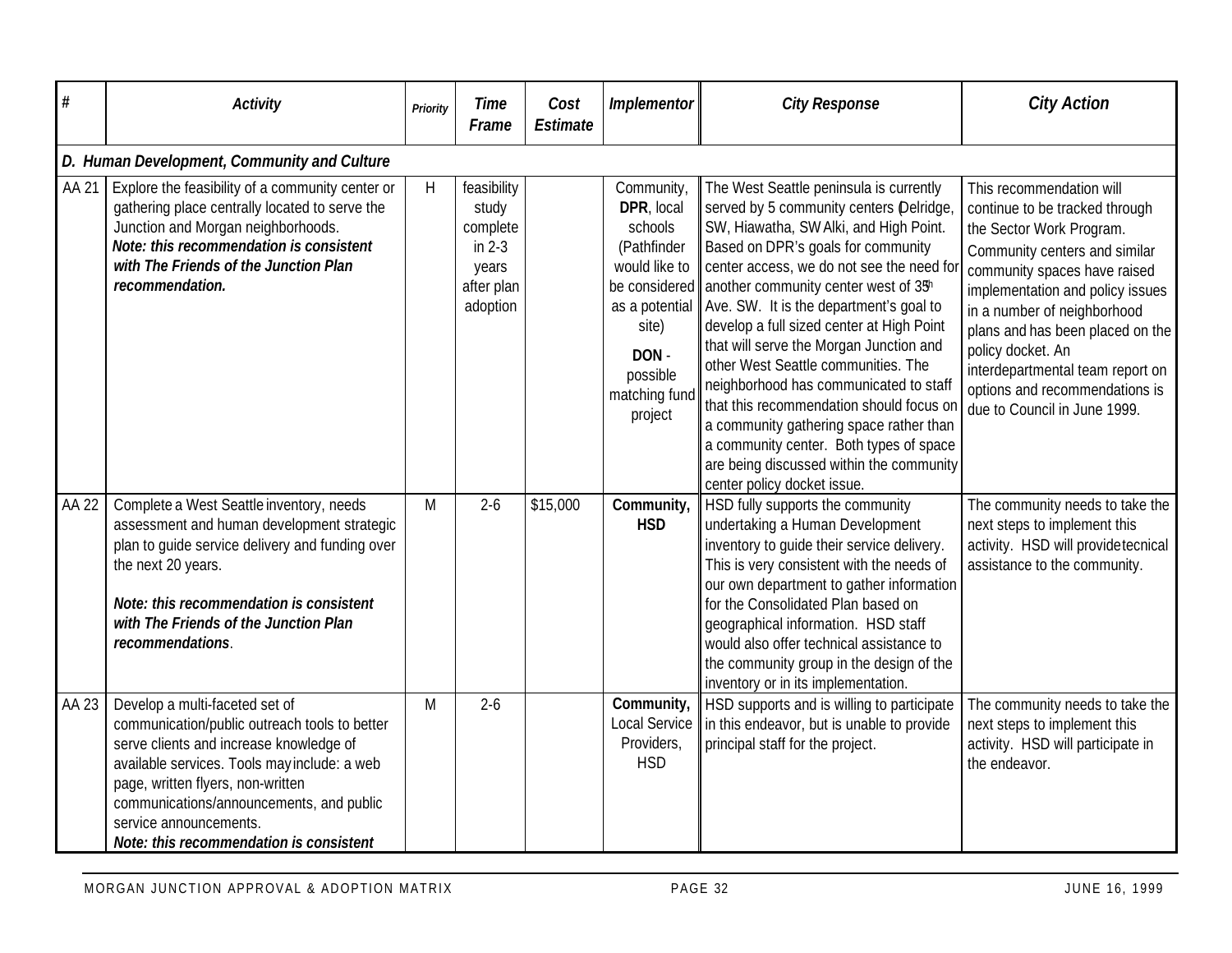| # | *Activity* | *Priority* | *Time Frame* | *Cost Estimate* | *Implementor* | *City Response* | *City Action* |
|---|---|---|---|---|---|---|---|
| ***D. Human Development, Community and Culture*** | | | | | | | |
| AA 21 | Explore the feasibility of a community center or gathering place centrally located to serve the Junction and Morgan neighborhoods. ***Note: this recommendation is consistent with The Friends of the Junction Plan recommendation.*** | H | feasibility study complete in 2-3 years after plan adoption | | Community, **DPR**, local schools (Pathfinder would like to be considered as a potential site) **DON** - possible matching fund project | The West Seattle peninsula is currently served by 5 community centers (Delridge, SW, Hiawatha, SW Alki, and High Point. Based on DPR's goals for community center access, we do not see the need for another community center west of 35th Ave. SW. It is the department's goal to develop a full sized center at High Point that will serve the Morgan Junction and other West Seattle communities. The neighborhood has communicated to staff that this recommendation should focus on a community gathering space rather than a community center. Both types of space are being discussed within the community center policy docket issue. | This recommendation will continue to be tracked through the Sector Work Program. Community centers and similar community spaces have raised implementation and policy issues in a number of neighborhood plans and has been placed on the policy docket. An interdepartmental team report on options and recommendations is due to Council in June 1999. |
| AA 22 | Complete a West Seattle inventory, needs assessment and human development strategic plan to guide service delivery and funding over the next 20 years. ***Note: this recommendation is consistent with The Friends of the Junction Plan recommendations***. | M | 2-6 | $15,000 | **Community, HSD** | HSD fully supports the community undertaking a Human Development inventory to guide their service delivery. This is very consistent with the needs of our own department to gather information for the Consolidated Plan based on geographical information. HSD staff would also offer technical assistance to the community group in the design of the inventory or in its implementation. | The community needs to take the next steps to implement this activity. HSD will provide tecnical assistance to the community. |
| AA 23 | Develop a multi-faceted set of communication/public outreach tools to better serve clients and increase knowledge of available services. Tools may include: a web page, written flyers, non-written communications/announcements, and public service announcements. ***Note: this recommendation is consistent*** | M | 2-6 | | **Community,** Local Service Providers, HSD | HSD supports and is willing to participate in this endeavor, but is unable to provide principal staff for the project. | The community needs to take the next steps to implement this activity. HSD will participate in the endeavor. |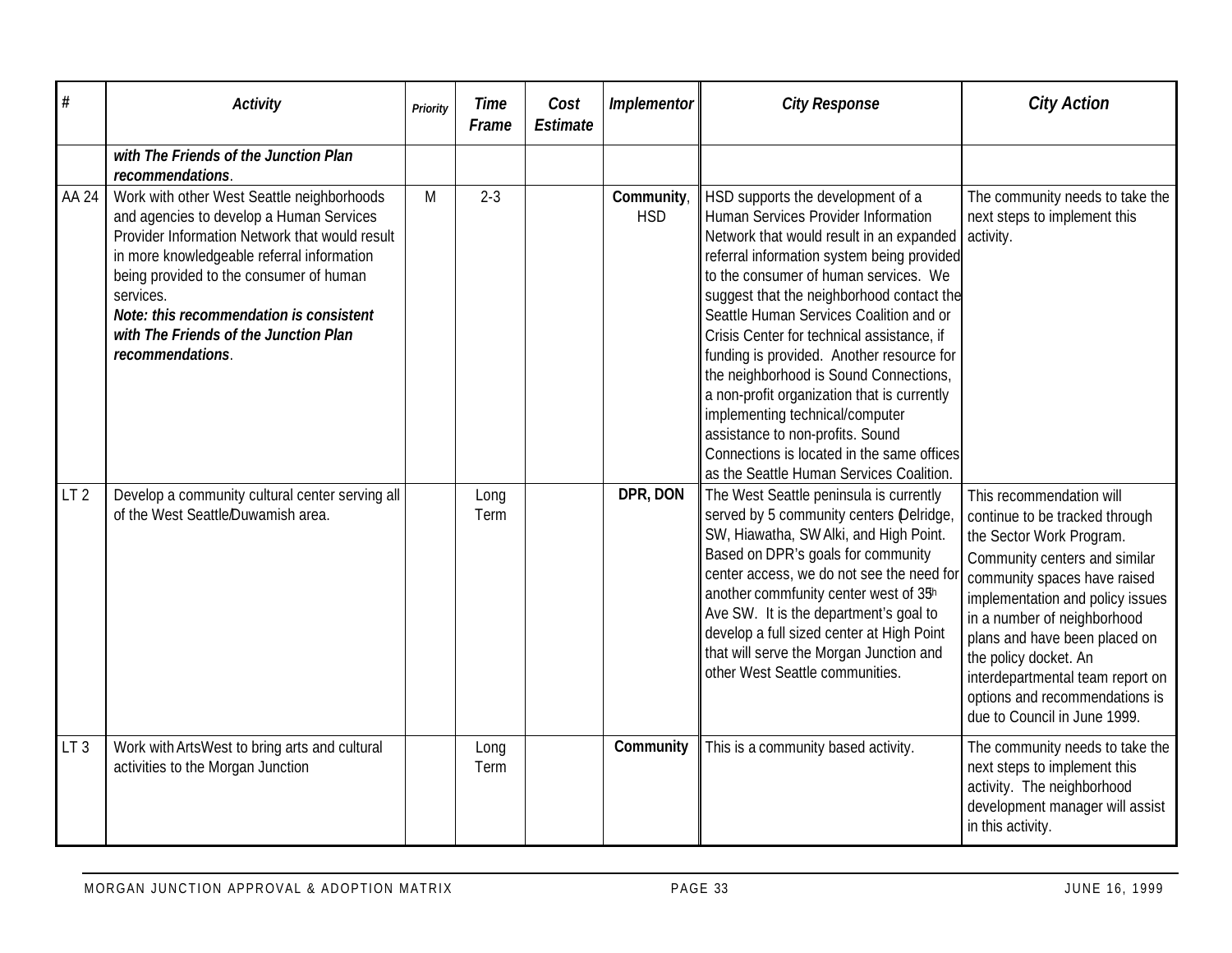| # | Activity | Priority | Time Frame | Cost Estimate | Implementor | City Response | City Action |
|---|---|---|---|---|---|---|---|
| | ***with The Friends of the Junction Plan recommendations***. | | | | | | |
| AA 24 | Work with other West Seattle neighborhoods and agencies to develop a Human Services Provider Information Network that would result in more knowledgeable referral information being provided to the consumer of human services. ***Note: this recommendation is consistent with The Friends of the Junction Plan recommendations***. | M | 2-3 | | **Community**, **HSD** | HSD supports the development of a Human Services Provider Information Network that would result in an expanded referral information system being provided to the consumer of human services. We suggest that the neighborhood contact the Seattle Human Services Coalition and or Crisis Center for technical assistance, if funding is provided. Another resource for the neighborhood is Sound Connections, a non-profit organization that is currently implementing technical/computer assistance to non-profits. Sound Connections is located in the same offices as the Seattle Human Services Coalition. | The community needs to take the next steps to implement this activity. |
| LT 2 | Develop a community cultural center serving all of the West Seattle/Duwamish area. | | Long Term | | **DPR, DON** | The West Seattle peninsula is currently served by 5 community centers (Delridge, SW, Hiawatha, SW Alki, and High Point. Based on DPR's goals for community center access, we do not see the need for another commfunity center west of 35th Ave SW. It is the department's goal to develop a full sized center at High Point that will serve the Morgan Junction and other West Seattle communities. | This recommendation will continue to be tracked through the Sector Work Program. Community centers and similar community spaces have raised implementation and policy issues in a number of neighborhood plans and have been placed on the policy docket. An interdepartmental team report on options and recommendations is due to Council in June 1999. |
| LT 3 | Work with ArtsWest to bring arts and cultural activities to the Morgan Junction | | Long Term | | **Community** | This is a community based activity. | The community needs to take the next steps to implement this activity. The neighborhood development manager will assist in this activity. |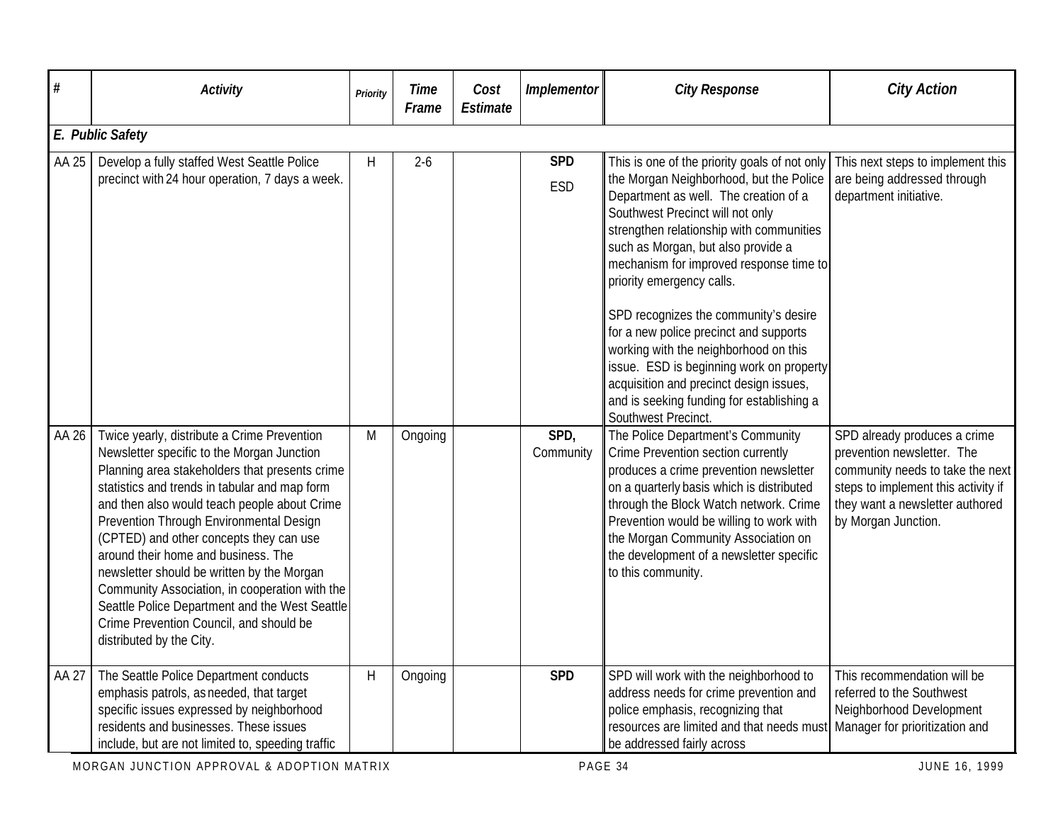| # | Activity | Priority | Time Frame | Cost Estimate | Implementor | City Response | City Action |
|---|---|---|---|---|---|---|---|
| ***E. Public Safety*** | | | | | | | |
| AA 25 | Develop a fully staffed West Seattle Police precinct with 24 hour operation, 7 days a week. | H | 2-6 | | **SPD**<br>ESD | This is one of the priority goals of not only the Morgan Neighborhood, but the Police Department as well. The creation of a Southwest Precinct will not only strengthen relationship with communities such as Morgan, but also provide a mechanism for improved response time to priority emergency calls.<br><br>SPD recognizes the community's desire for a new police precinct and supports working with the neighborhood on this issue. ESD is beginning work on property acquisition and precinct design issues, and is seeking funding for establishing a Southwest Precinct. | This next steps to implement this are being addressed through department initiative. |
| AA 26 | Twice yearly, distribute a Crime Prevention Newsletter specific to the Morgan Junction Planning area stakeholders that presents crime statistics and trends in tabular and map form and then also would teach people about Crime Prevention Through Environmental Design (CPTED) and other concepts they can use around their home and business. The newsletter should be written by the Morgan Community Association, in cooperation with the Seattle Police Department and the West Seattle Crime Prevention Council, and should be distributed by the City. | M | Ongoing | | SPD,<br>Community | The Police Department's Community Crime Prevention section currently produces a crime prevention newsletter on a quarterly basis which is distributed through the Block Watch network. Crime Prevention would be willing to work with the Morgan Community Association on the development of a newsletter specific to this community. | SPD already produces a crime prevention newsletter. The community needs to take the next steps to implement this activity if they want a newsletter authored by Morgan Junction. |
| AA 27 | The Seattle Police Department conducts emphasis patrols, as needed, that target specific issues expressed by neighborhood residents and businesses. These issues include, but are not limited to, speeding traffic | H | Ongoing | | **SPD** | SPD will work with the neighborhood to address needs for crime prevention and police emphasis, recognizing that resources are limited and that needs must be addressed fairly across | This recommendation will be referred to the Southwest Neighborhood Development Manager for prioritization and |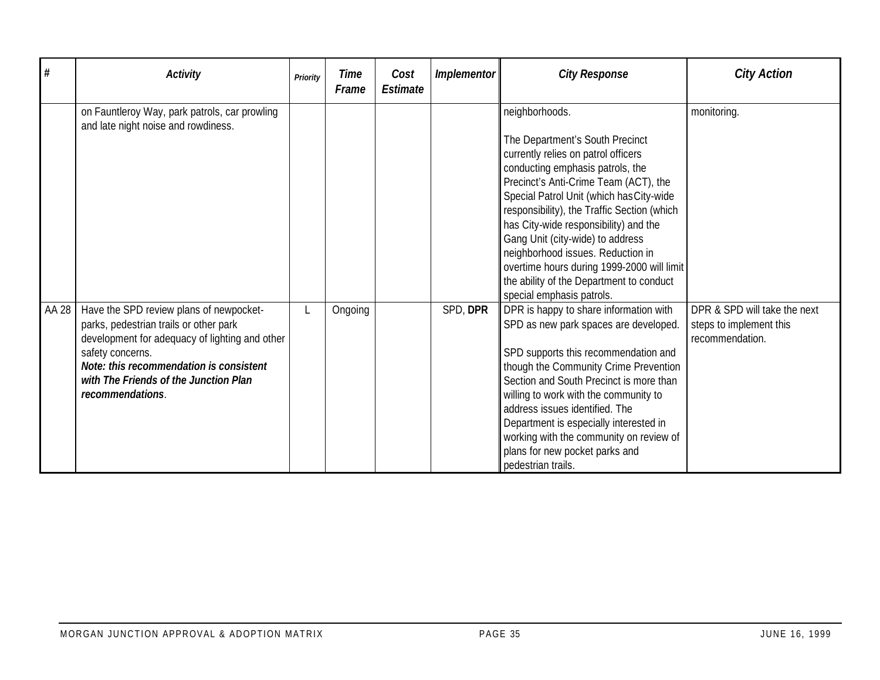| # | Activity | Priority | Time Frame | Cost Estimate | Implementor | City Response | City Action |
|---|---|---|---|---|---|---|---|
| | on Fauntleroy Way, park patrols, car prowling and late night noise and rowdiness. | | | | | neighborhoods.<br><br>The Department's South Precinct currently relies on patrol officers conducting emphasis patrols, the Precinct's Anti-Crime Team (ACT), the Special Patrol Unit (which has City-wide responsibility), the Traffic Section (which has City-wide responsibility) and the Gang Unit (city-wide) to address neighborhood issues. Reduction in overtime hours during 1999-2000 will limit the ability of the Department to conduct special emphasis patrols. | monitoring. |
| AA 28 | Have the SPD review plans of newpocket-parks, pedestrian trails or other park development for adequacy of lighting and other safety concerns.<br>***Note: this recommendation is consistent with The Friends of the Junction Plan recommendations***. | L | Ongoing | | SPD, **DPR** | DPR is happy to share information with SPD as new park spaces are developed.<br><br>SPD supports this recommendation and though the Community Crime Prevention Section and South Precinct is more than willing to work with the community to address issues identified. The Department is especially interested in working with the community on review of plans for new pocket parks and pedestrian trails. | DPR & SPD will take the next steps to implement this recommendation. |